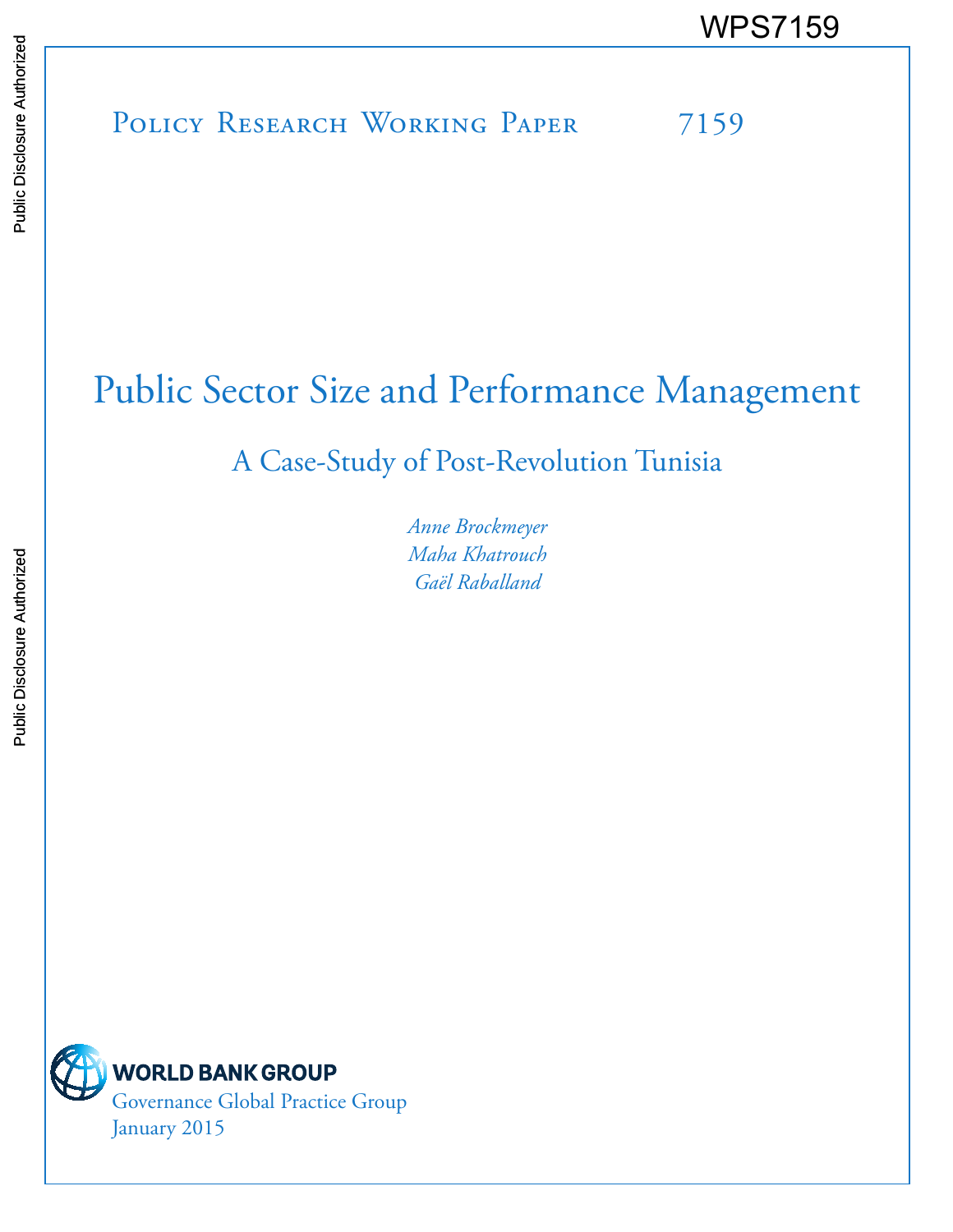WPS7159

Policy Research Working Paper 7159

# Public Sector Size and Performance Management

## A Case-Study of Post-Revolution Tunisia

*Anne Brockmeyer*
*Maha Khatrouch*
*Gaël Raballand*

WORLD BANK GROUP
Governance Global Practice Group
January 2015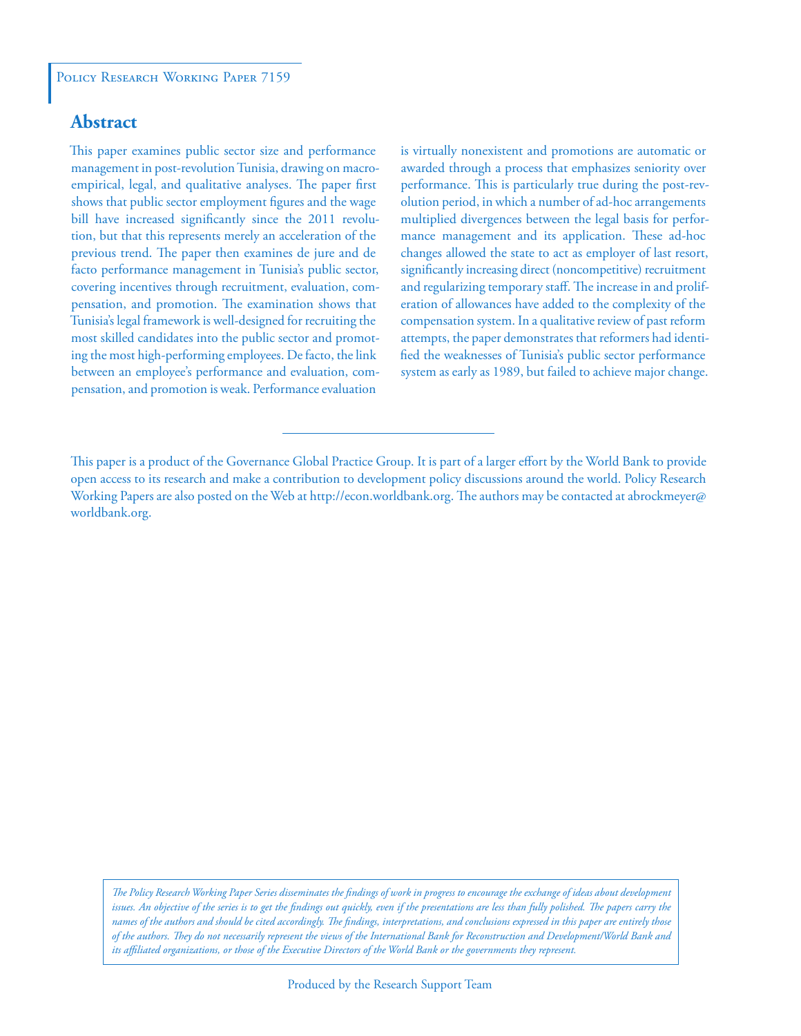Policy Research Working Paper 7159

# Abstract

This paper examines public sector size and performance management in post-revolution Tunisia, drawing on macro-empirical, legal, and qualitative analyses. The paper first shows that public sector employment figures and the wage bill have increased significantly since the 2011 revolution, but that this represents merely an acceleration of the previous trend. The paper then examines de jure and de facto performance management in Tunisia's public sector, covering incentives through recruitment, evaluation, compensation, and promotion. The examination shows that Tunisia's legal framework is well-designed for recruiting the most skilled candidates into the public sector and promoting the most high-performing employees. De facto, the link between an employee's performance and evaluation, compensation, and promotion is weak. Performance evaluation is virtually nonexistent and promotions are automatic or awarded through a process that emphasizes seniority over performance. This is particularly true during the post-revolution period, in which a number of ad-hoc arrangements multiplied divergences between the legal basis for performance management and its application. These ad-hoc changes allowed the state to act as employer of last resort, significantly increasing direct (noncompetitive) recruitment and regularizing temporary staff. The increase in and proliferation of allowances have added to the complexity of the compensation system. In a qualitative review of past reform attempts, the paper demonstrates that reformers had identified the weaknesses of Tunisia's public sector performance system as early as 1989, but failed to achieve major change.

This paper is a product of the Governance Global Practice Group. It is part of a larger effort by the World Bank to provide open access to its research and make a contribution to development policy discussions around the world. Policy Research Working Papers are also posted on the Web at http://econ.worldbank.org. The authors may be contacted at abrockmeyer@worldbank.org.

*The Policy Research Working Paper Series disseminates the findings of work in progress to encourage the exchange of ideas about development issues. An objective of the series is to get the findings out quickly, even if the presentations are less than fully polished. The papers carry the names of the authors and should be cited accordingly. The findings, interpretations, and conclusions expressed in this paper are entirely those of the authors. They do not necessarily represent the views of the International Bank for Reconstruction and Development/World Bank and its affiliated organizations, or those of the Executive Directors of the World Bank or the governments they represent.*

Produced by the Research Support Team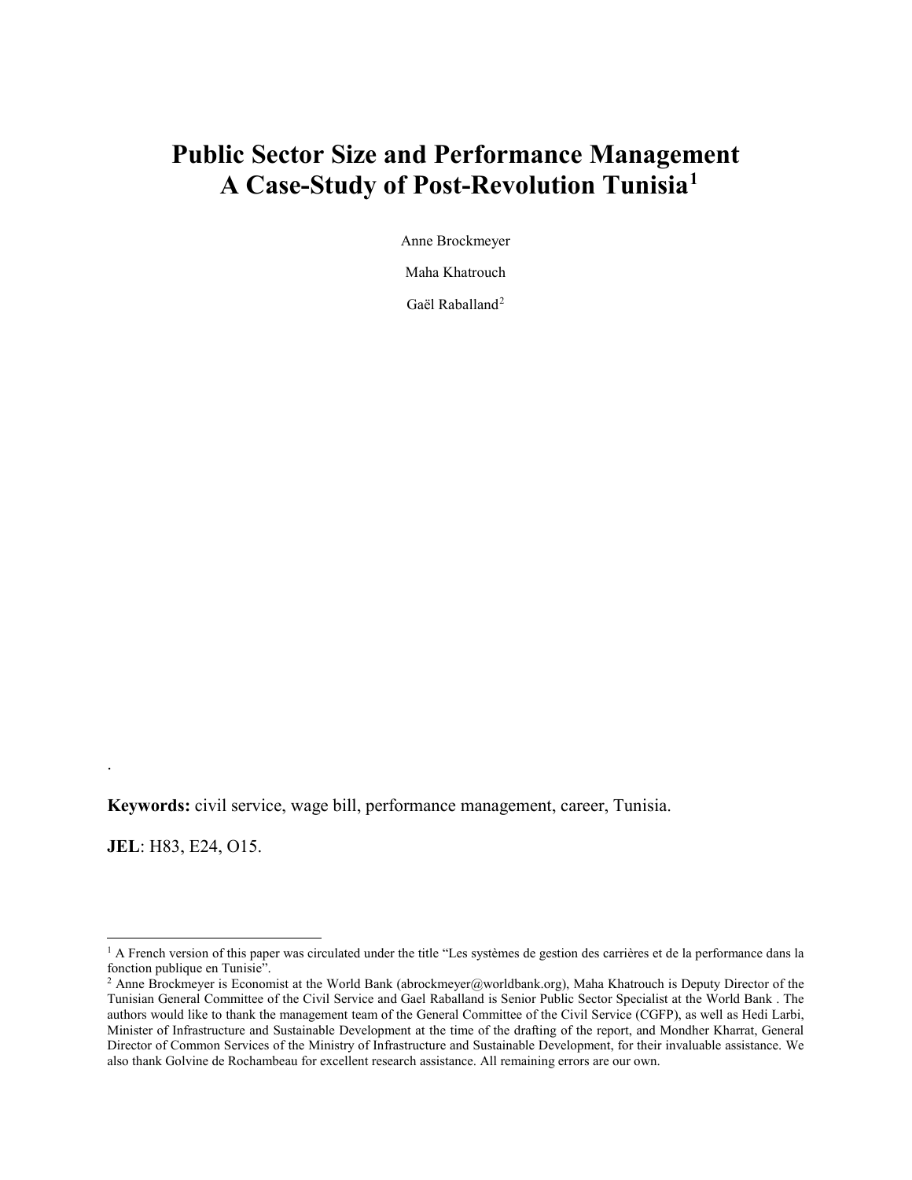# Public Sector Size and Performance Management
# A Case-Study of Post-Revolution Tunisia[1]

Anne Brockmeyer

Maha Khatrouch

Gaël Raballand[2]

.

**Keywords:** civil service, wage bill, performance management, career, Tunisia.

**JEL**: H83, E24, O15.

---

[1] A French version of this paper was circulated under the title "Les systèmes de gestion des carrières et de la performance dans la fonction publique en Tunisie".

[2] Anne Brockmeyer is Economist at the World Bank (abrockmeyer@worldbank.org), Maha Khatrouch is Deputy Director of the Tunisian General Committee of the Civil Service and Gael Raballand is Senior Public Sector Specialist at the World Bank . The authors would like to thank the management team of the General Committee of the Civil Service (CGFP), as well as Hedi Larbi, Minister of Infrastructure and Sustainable Development at the time of the drafting of the report, and Mondher Kharrat, General Director of Common Services of the Ministry of Infrastructure and Sustainable Development, for their invaluable assistance. We also thank Golvine de Rochambeau for excellent research assistance. All remaining errors are our own.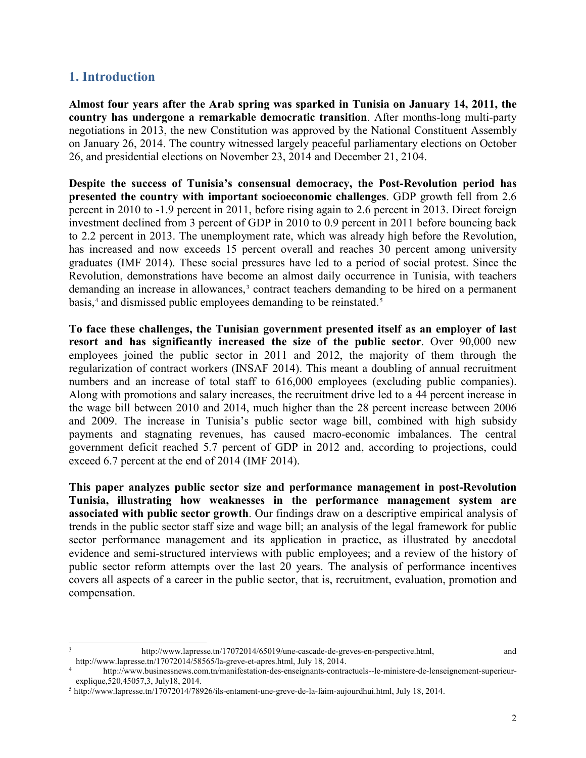## 1. Introduction

**Almost four years after the Arab spring was sparked in Tunisia on January 14, 2011, the country has undergone a remarkable democratic transition**. After months-long multi-party negotiations in 2013, the new Constitution was approved by the National Constituent Assembly on January 26, 2014. The country witnessed largely peaceful parliamentary elections on October 26, and presidential elections on November 23, 2014 and December 21, 2104.

**Despite the success of Tunisia's consensual democracy, the Post-Revolution period has presented the country with important socioeconomic challenges**. GDP growth fell from 2.6 percent in 2010 to -1.9 percent in 2011, before rising again to 2.6 percent in 2013. Direct foreign investment declined from 3 percent of GDP in 2010 to 0.9 percent in 2011 before bouncing back to 2.2 percent in 2013. The unemployment rate, which was already high before the Revolution, has increased and now exceeds 15 percent overall and reaches 30 percent among university graduates (IMF 2014). These social pressures have led to a period of social protest. Since the Revolution, demonstrations have become an almost daily occurrence in Tunisia, with teachers demanding an increase in allowances,[3] contract teachers demanding to be hired on a permanent basis,[4] and dismissed public employees demanding to be reinstated.[5]

**To face these challenges, the Tunisian government presented itself as an employer of last resort and has significantly increased the size of the public sector**. Over 90,000 new employees joined the public sector in 2011 and 2012, the majority of them through the regularization of contract workers (INSAF 2014). This meant a doubling of annual recruitment numbers and an increase of total staff to 616,000 employees (excluding public companies). Along with promotions and salary increases, the recruitment drive led to a 44 percent increase in the wage bill between 2010 and 2014, much higher than the 28 percent increase between 2006 and 2009. The increase in Tunisia's public sector wage bill, combined with high subsidy payments and stagnating revenues, has caused macro-economic imbalances. The central government deficit reached 5.7 percent of GDP in 2012 and, according to projections, could exceed 6.7 percent at the end of 2014 (IMF 2014).

**This paper analyzes public sector size and performance management in post-Revolution Tunisia, illustrating how weaknesses in the performance management system are associated with public sector growth**. Our findings draw on a descriptive empirical analysis of trends in the public sector staff size and wage bill; an analysis of the legal framework for public sector performance management and its application in practice, as illustrated by anecdotal evidence and semi-structured interviews with public employees; and a review of the history of public sector reform attempts over the last 20 years. The analysis of performance incentives covers all aspects of a career in the public sector, that is, recruitment, evaluation, promotion and compensation.

---

[3] http://www.lapresse.tn/17072014/65019/une-cascade-de-greves-en-perspective.html, and http://www.lapresse.tn/17072014/58565/la-greve-et-apres.html, July 18, 2014.

[4] http://www.businessnews.com.tn/manifestation-des-enseignants-contractuels--le-ministere-de-lenseignement-superieur-explique,520,45057,3, July18, 2014.

[5] http://www.lapresse.tn/17072014/78926/ils-entament-une-greve-de-la-faim-aujourdhui.html, July 18, 2014.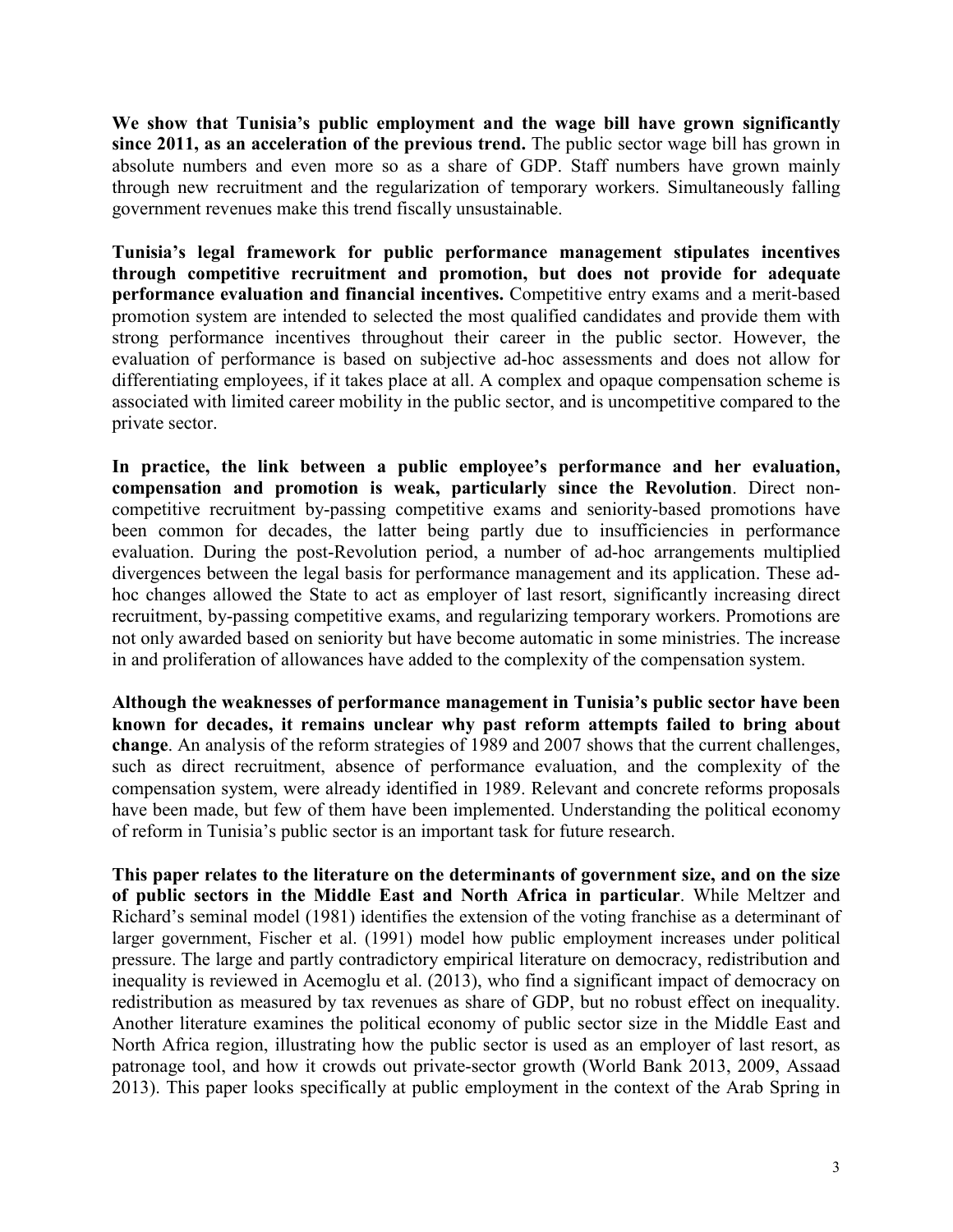**We show that Tunisia's public employment and the wage bill have grown significantly since 2011, as an acceleration of the previous trend.** The public sector wage bill has grown in absolute numbers and even more so as a share of GDP. Staff numbers have grown mainly through new recruitment and the regularization of temporary workers. Simultaneously falling government revenues make this trend fiscally unsustainable.

**Tunisia's legal framework for public performance management stipulates incentives through competitive recruitment and promotion, but does not provide for adequate performance evaluation and financial incentives.** Competitive entry exams and a merit-based promotion system are intended to selected the most qualified candidates and provide them with strong performance incentives throughout their career in the public sector. However, the evaluation of performance is based on subjective ad-hoc assessments and does not allow for differentiating employees, if it takes place at all. A complex and opaque compensation scheme is associated with limited career mobility in the public sector, and is uncompetitive compared to the private sector.

**In practice, the link between a public employee's performance and her evaluation, compensation and promotion is weak, particularly since the Revolution**. Direct non-competitive recruitment by-passing competitive exams and seniority-based promotions have been common for decades, the latter being partly due to insufficiencies in performance evaluation. During the post-Revolution period, a number of ad-hoc arrangements multiplied divergences between the legal basis for performance management and its application. These ad-hoc changes allowed the State to act as employer of last resort, significantly increasing direct recruitment, by-passing competitive exams, and regularizing temporary workers. Promotions are not only awarded based on seniority but have become automatic in some ministries. The increase in and proliferation of allowances have added to the complexity of the compensation system.

**Although the weaknesses of performance management in Tunisia's public sector have been known for decades, it remains unclear why past reform attempts failed to bring about change**. An analysis of the reform strategies of 1989 and 2007 shows that the current challenges, such as direct recruitment, absence of performance evaluation, and the complexity of the compensation system, were already identified in 1989. Relevant and concrete reforms proposals have been made, but few of them have been implemented. Understanding the political economy of reform in Tunisia's public sector is an important task for future research.

**This paper relates to the literature on the determinants of government size, and on the size of public sectors in the Middle East and North Africa in particular**. While Meltzer and Richard's seminal model (1981) identifies the extension of the voting franchise as a determinant of larger government, Fischer et al. (1991) model how public employment increases under political pressure. The large and partly contradictory empirical literature on democracy, redistribution and inequality is reviewed in Acemoglu et al. (2013), who find a significant impact of democracy on redistribution as measured by tax revenues as share of GDP, but no robust effect on inequality. Another literature examines the political economy of public sector size in the Middle East and North Africa region, illustrating how the public sector is used as an employer of last resort, as patronage tool, and how it crowds out private-sector growth (World Bank 2013, 2009, Assaad 2013). This paper looks specifically at public employment in the context of the Arab Spring in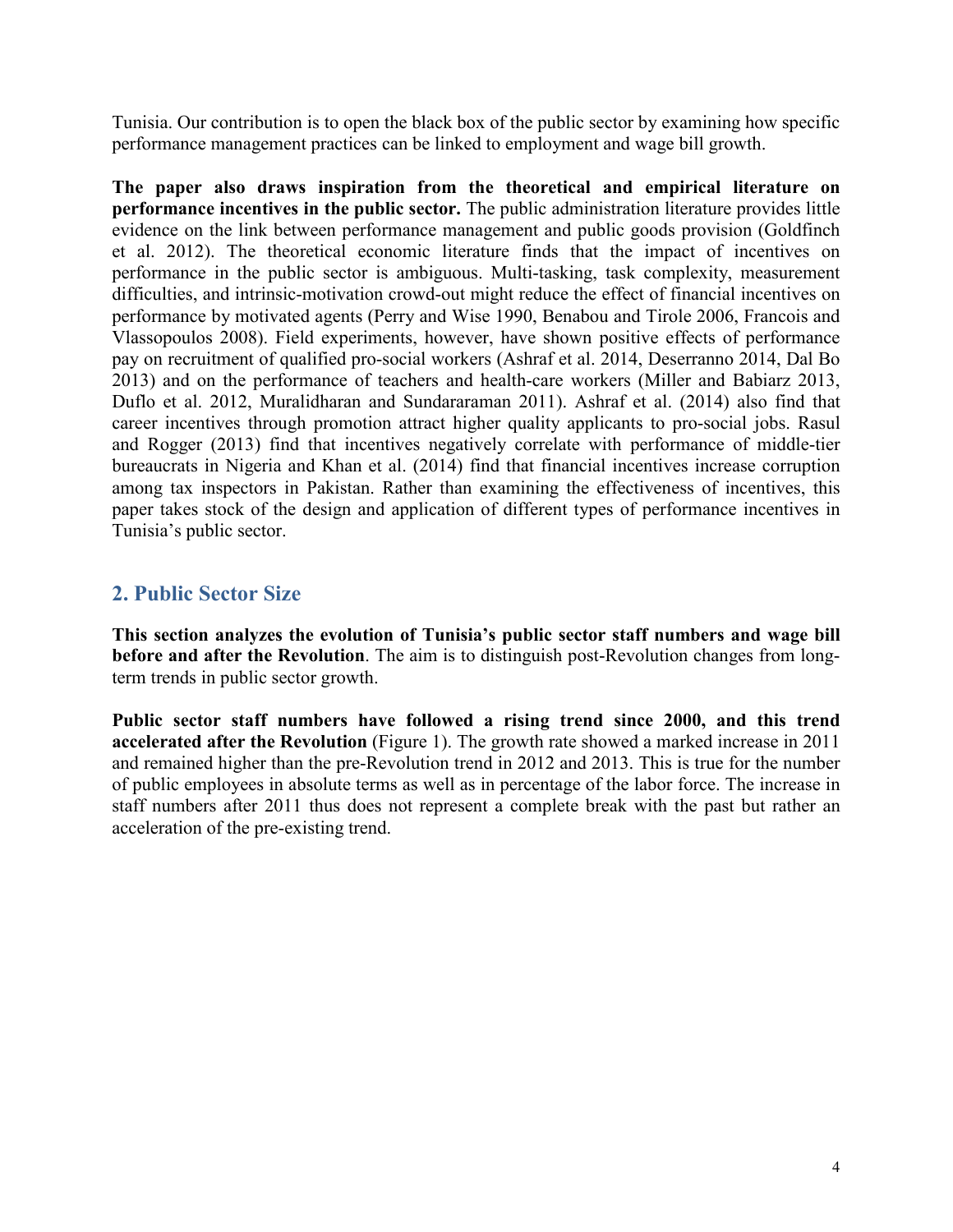Tunisia. Our contribution is to open the black box of the public sector by examining how specific performance management practices can be linked to employment and wage bill growth.

**The paper also draws inspiration from the theoretical and empirical literature on performance incentives in the public sector.** The public administration literature provides little evidence on the link between performance management and public goods provision (Goldfinch et al. 2012). The theoretical economic literature finds that the impact of incentives on performance in the public sector is ambiguous. Multi-tasking, task complexity, measurement difficulties, and intrinsic-motivation crowd-out might reduce the effect of financial incentives on performance by motivated agents (Perry and Wise 1990, Benabou and Tirole 2006, Francois and Vlassopoulos 2008). Field experiments, however, have shown positive effects of performance pay on recruitment of qualified pro-social workers (Ashraf et al. 2014, Deserranno 2014, Dal Bo 2013) and on the performance of teachers and health-care workers (Miller and Babiarz 2013, Duflo et al. 2012, Muralidharan and Sundararaman 2011). Ashraf et al. (2014) also find that career incentives through promotion attract higher quality applicants to pro-social jobs. Rasul and Rogger (2013) find that incentives negatively correlate with performance of middle-tier bureaucrats in Nigeria and Khan et al. (2014) find that financial incentives increase corruption among tax inspectors in Pakistan. Rather than examining the effectiveness of incentives, this paper takes stock of the design and application of different types of performance incentives in Tunisia's public sector.

## 2. Public Sector Size

**This section analyzes the evolution of Tunisia's public sector staff numbers and wage bill before and after the Revolution**. The aim is to distinguish post-Revolution changes from long-term trends in public sector growth.

**Public sector staff numbers have followed a rising trend since 2000, and this trend accelerated after the Revolution** (Figure 1). The growth rate showed a marked increase in 2011 and remained higher than the pre-Revolution trend in 2012 and 2013. This is true for the number of public employees in absolute terms as well as in percentage of the labor force. The increase in staff numbers after 2011 thus does not represent a complete break with the past but rather an acceleration of the pre-existing trend.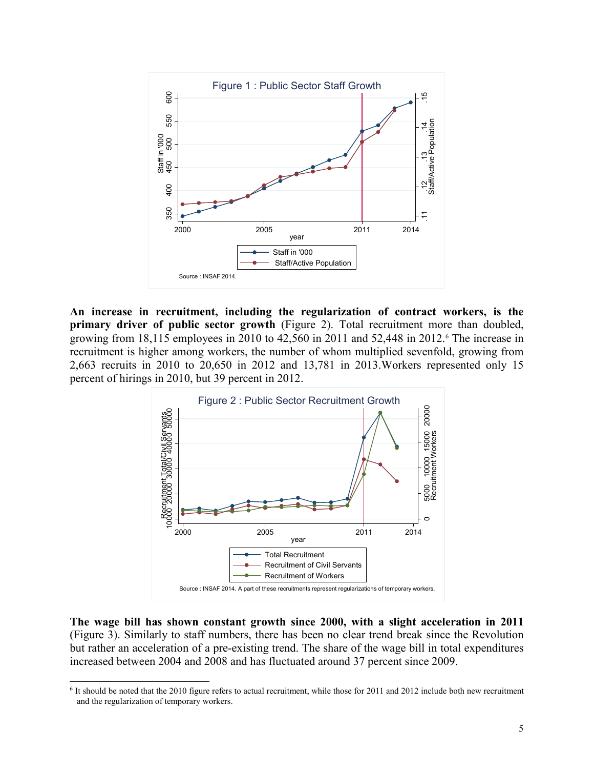Figure 1 : Public Sector Staff Growth

Source : INSAF 2014.

**An increase in recruitment, including the regularization of contract workers, is the primary driver of public sector growth** (Figure 2). Total recruitment more than doubled, growing from 18,115 employees in 2010 to 42,560 in 2011 and 52,448 in 2012.[6] The increase in recruitment is higher among workers, the number of whom multiplied sevenfold, growing from 2,663 recruits in 2010 to 20,650 in 2012 and 13,781 in 2013.Workers represented only 15 percent of hirings in 2010, but 39 percent in 2012.

Figure 2 : Public Sector Recruitment Growth

Source : INSAF 2014. A part of these recruitments represent regularizations of temporary workers.

**The wage bill has shown constant growth since 2000, with a slight acceleration in 2011** (Figure 3). Similarly to staff numbers, there has been no clear trend break since the Revolution but rather an acceleration of a pre-existing trend. The share of the wage bill in total expenditures increased between 2004 and 2008 and has fluctuated around 37 percent since 2009.

[6] It should be noted that the 2010 figure refers to actual recruitment, while those for 2011 and 2012 include both new recruitment and the regularization of temporary workers.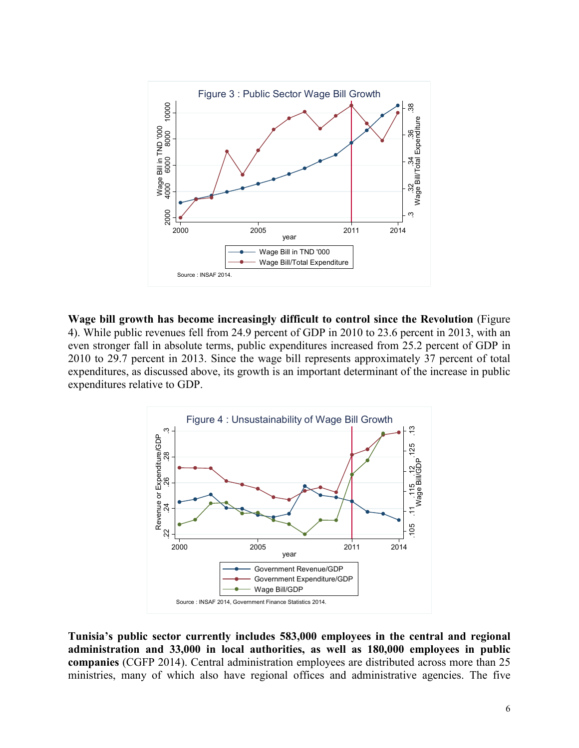Figure 3 : Public Sector Wage Bill Growth

Source : INSAF 2014.

**Wage bill growth has become increasingly difficult to control since the Revolution** (Figure 4). While public revenues fell from 24.9 percent of GDP in 2010 to 23.6 percent in 2013, with an even stronger fall in absolute terms, public expenditures increased from 25.2 percent of GDP in 2010 to 29.7 percent in 2013. Since the wage bill represents approximately 37 percent of total expenditures, as discussed above, its growth is an important determinant of the increase in public expenditures relative to GDP.

Figure 4 : Unsustainability of Wage Bill Growth

Source : INSAF 2014, Government Finance Statistics 2014.

**Tunisia's public sector currently includes 583,000 employees in the central and regional administration and 33,000 in local authorities, as well as 180,000 employees in public companies** (CGFP 2014). Central administration employees are distributed across more than 25 ministries, many of which also have regional offices and administrative agencies. The five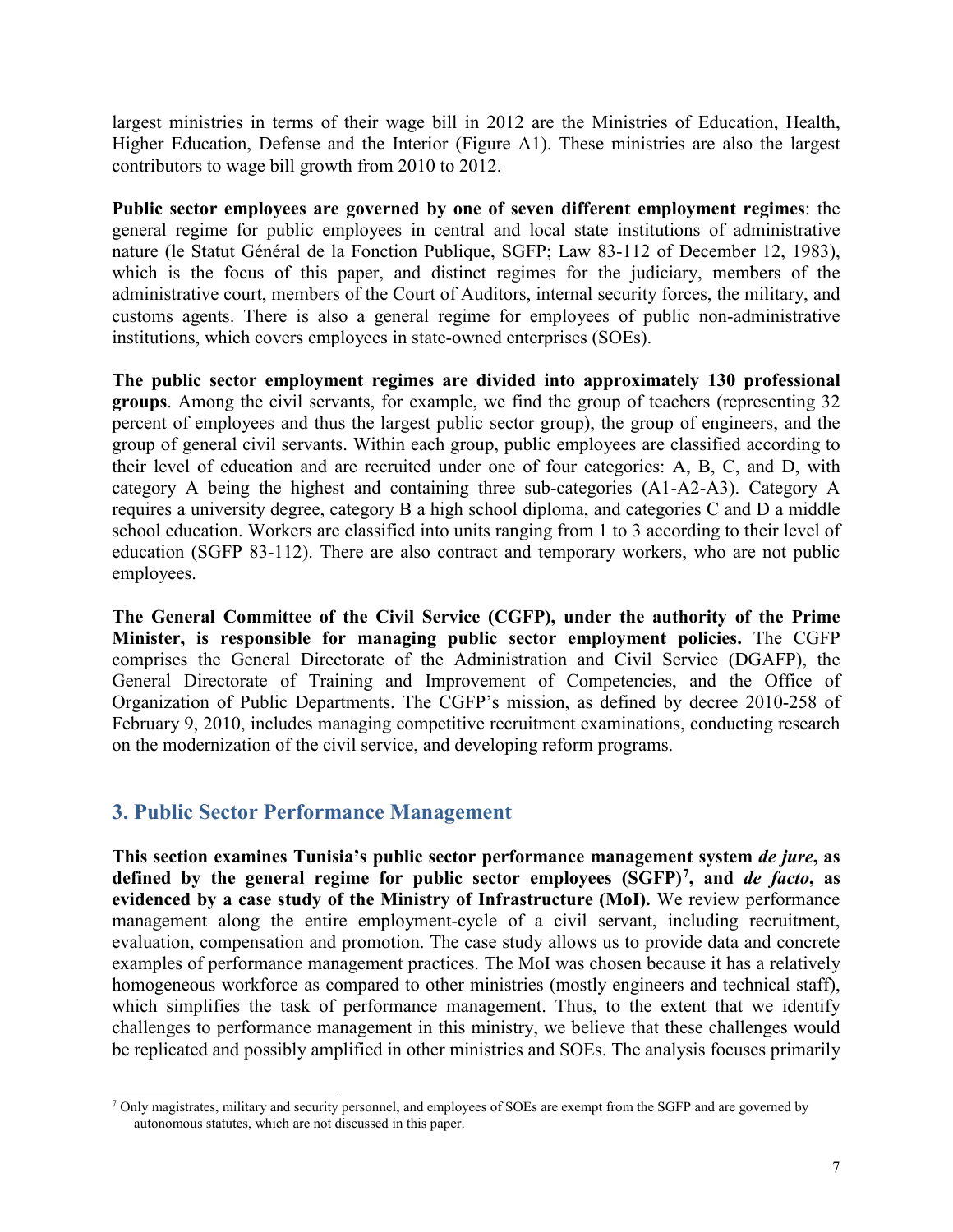largest ministries in terms of their wage bill in 2012 are the Ministries of Education, Health, Higher Education, Defense and the Interior (Figure A1). These ministries are also the largest contributors to wage bill growth from 2010 to 2012.

**Public sector employees are governed by one of seven different employment regimes**: the general regime for public employees in central and local state institutions of administrative nature (le Statut Général de la Fonction Publique, SGFP; Law 83-112 of December 12, 1983), which is the focus of this paper, and distinct regimes for the judiciary, members of the administrative court, members of the Court of Auditors, internal security forces, the military, and customs agents. There is also a general regime for employees of public non-administrative institutions, which covers employees in state-owned enterprises (SOEs).

**The public sector employment regimes are divided into approximately 130 professional groups**. Among the civil servants, for example, we find the group of teachers (representing 32 percent of employees and thus the largest public sector group), the group of engineers, and the group of general civil servants. Within each group, public employees are classified according to their level of education and are recruited under one of four categories: A, B, C, and D, with category A being the highest and containing three sub-categories (A1-A2-A3). Category A requires a university degree, category B a high school diploma, and categories C and D a middle school education. Workers are classified into units ranging from 1 to 3 according to their level of education (SGFP 83-112). There are also contract and temporary workers, who are not public employees.

**The General Committee of the Civil Service (CGFP), under the authority of the Prime Minister, is responsible for managing public sector employment policies.** The CGFP comprises the General Directorate of the Administration and Civil Service (DGAFP), the General Directorate of Training and Improvement of Competencies, and the Office of Organization of Public Departments. The CGFP's mission, as defined by decree 2010-258 of February 9, 2010, includes managing competitive recruitment examinations, conducting research on the modernization of the civil service, and developing reform programs.

## 3. Public Sector Performance Management

**This section examines Tunisia's public sector performance management system *de jure*, as defined by the general regime for public sector employees (SGFP)[7], and *de facto*, as evidenced by a case study of the Ministry of Infrastructure (MoI).** We review performance management along the entire employment-cycle of a civil servant, including recruitment, evaluation, compensation and promotion. The case study allows us to provide data and concrete examples of performance management practices. The MoI was chosen because it has a relatively homogeneous workforce as compared to other ministries (mostly engineers and technical staff), which simplifies the task of performance management. Thus, to the extent that we identify challenges to performance management in this ministry, we believe that these challenges would be replicated and possibly amplified in other ministries and SOEs. The analysis focuses primarily

[7] Only magistrates, military and security personnel, and employees of SOEs are exempt from the SGFP and are governed by autonomous statutes, which are not discussed in this paper.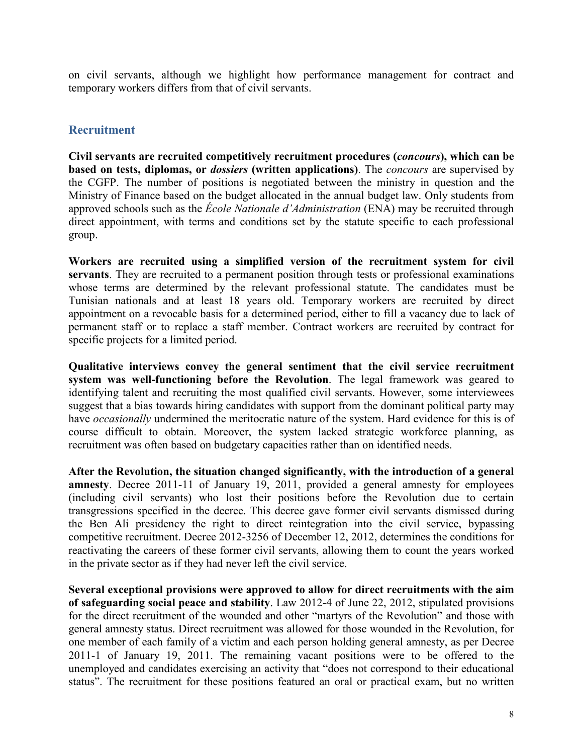on civil servants, although we highlight how performance management for contract and temporary workers differs from that of civil servants.

## Recruitment

**Civil servants are recruited competitively recruitment procedures (*concours*), which can be based on tests, diplomas, or *dossiers* (written applications)**. The *concours* are supervised by the CGFP. The number of positions is negotiated between the ministry in question and the Ministry of Finance based on the budget allocated in the annual budget law. Only students from approved schools such as the *École Nationale d'Administration* (ENA) may be recruited through direct appointment, with terms and conditions set by the statute specific to each professional group.

**Workers are recruited using a simplified version of the recruitment system for civil servants**. They are recruited to a permanent position through tests or professional examinations whose terms are determined by the relevant professional statute. The candidates must be Tunisian nationals and at least 18 years old. Temporary workers are recruited by direct appointment on a revocable basis for a determined period, either to fill a vacancy due to lack of permanent staff or to replace a staff member. Contract workers are recruited by contract for specific projects for a limited period.

**Qualitative interviews convey the general sentiment that the civil service recruitment system was well-functioning before the Revolution**. The legal framework was geared to identifying talent and recruiting the most qualified civil servants. However, some interviewees suggest that a bias towards hiring candidates with support from the dominant political party may have *occasionally* undermined the meritocratic nature of the system. Hard evidence for this is of course difficult to obtain. Moreover, the system lacked strategic workforce planning, as recruitment was often based on budgetary capacities rather than on identified needs.

**After the Revolution, the situation changed significantly, with the introduction of a general amnesty**. Decree 2011-11 of January 19, 2011, provided a general amnesty for employees (including civil servants) who lost their positions before the Revolution due to certain transgressions specified in the decree. This decree gave former civil servants dismissed during the Ben Ali presidency the right to direct reintegration into the civil service, bypassing competitive recruitment. Decree 2012-3256 of December 12, 2012, determines the conditions for reactivating the careers of these former civil servants, allowing them to count the years worked in the private sector as if they had never left the civil service.

**Several exceptional provisions were approved to allow for direct recruitments with the aim of safeguarding social peace and stability**. Law 2012-4 of June 22, 2012, stipulated provisions for the direct recruitment of the wounded and other "martyrs of the Revolution" and those with general amnesty status. Direct recruitment was allowed for those wounded in the Revolution, for one member of each family of a victim and each person holding general amnesty, as per Decree 2011-1 of January 19, 2011. The remaining vacant positions were to be offered to the unemployed and candidates exercising an activity that "does not correspond to their educational status". The recruitment for these positions featured an oral or practical exam, but no written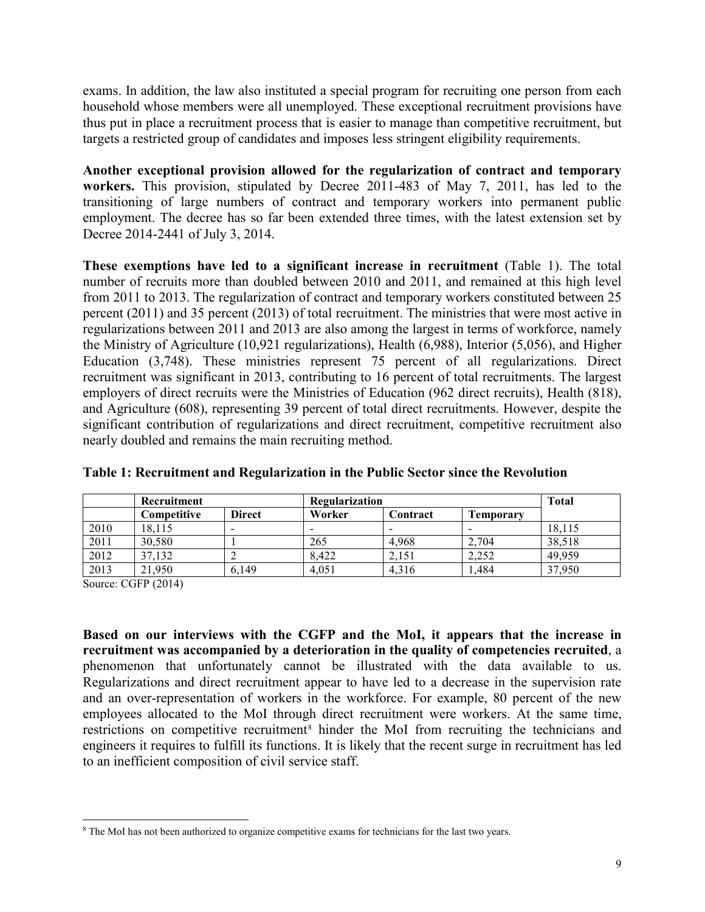exams. In addition, the law also instituted a special program for recruiting one person from each household whose members were all unemployed. These exceptional recruitment provisions have thus put in place a recruitment process that is easier to manage than competitive recruitment, but targets a restricted group of candidates and imposes less stringent eligibility requirements.

**Another exceptional provision allowed for the regularization of contract and temporary workers.** This provision, stipulated by Decree 2011-483 of May 7, 2011, has led to the transitioning of large numbers of contract and temporary workers into permanent public employment. The decree has so far been extended three times, with the latest extension set by Decree 2014-2441 of July 3, 2014.

**These exemptions have led to a significant increase in recruitment** (Table 1). The total number of recruits more than doubled between 2010 and 2011, and remained at this high level from 2011 to 2013. The regularization of contract and temporary workers constituted between 25 percent (2011) and 35 percent (2013) of total recruitment. The ministries that were most active in regularizations between 2011 and 2013 are also among the largest in terms of workforce, namely the Ministry of Agriculture (10,921 regularizations), Health (6,988), Interior (5,056), and Higher Education (3,748). These ministries represent 75 percent of all regularizations. Direct recruitment was significant in 2013, contributing to 16 percent of total recruitments. The largest employers of direct recruits were the Ministries of Education (962 direct recruits), Health (818), and Agriculture (608), representing 39 percent of total direct recruitments. However, despite the significant contribution of regularizations and direct recruitment, competitive recruitment also nearly doubled and remains the main recruiting method.

**Table 1: Recruitment and Regularization in the Public Sector since the Revolution**

| | Recruitment | | Regularization | | | Total |
|---|---|---|---|---|---|---|
| | Competitive | Direct | Worker | Contract | Temporary | |
| 2010 | 18,115 | - | - | - | - | 18,115 |
| 2011 | 30,580 | 1 | 265 | 4,968 | 2,704 | 38,518 |
| 2012 | 37,132 | 2 | 8,422 | 2,151 | 2,252 | 49,959 |
| 2013 | 21,950 | 6,149 | 4,051 | 4,316 | 1,484 | 37,950 |

Source: CGFP (2014)

**Based on our interviews with the CGFP and the MoI, it appears that the increase in recruitment was accompanied by a deterioration in the quality of competencies recruited**, a phenomenon that unfortunately cannot be illustrated with the data available to us. Regularizations and direct recruitment appear to have led to a decrease in the supervision rate and an over-representation of workers in the workforce. For example, 80 percent of the new employees allocated to the MoI through direct recruitment were workers. At the same time, restrictions on competitive recruitment[8] hinder the MoI from recruiting the technicians and engineers it requires to fulfill its functions. It is likely that the recent surge in recruitment has led to an inefficient composition of civil service staff.

[8] The MoI has not been authorized to organize competitive exams for technicians for the last two years.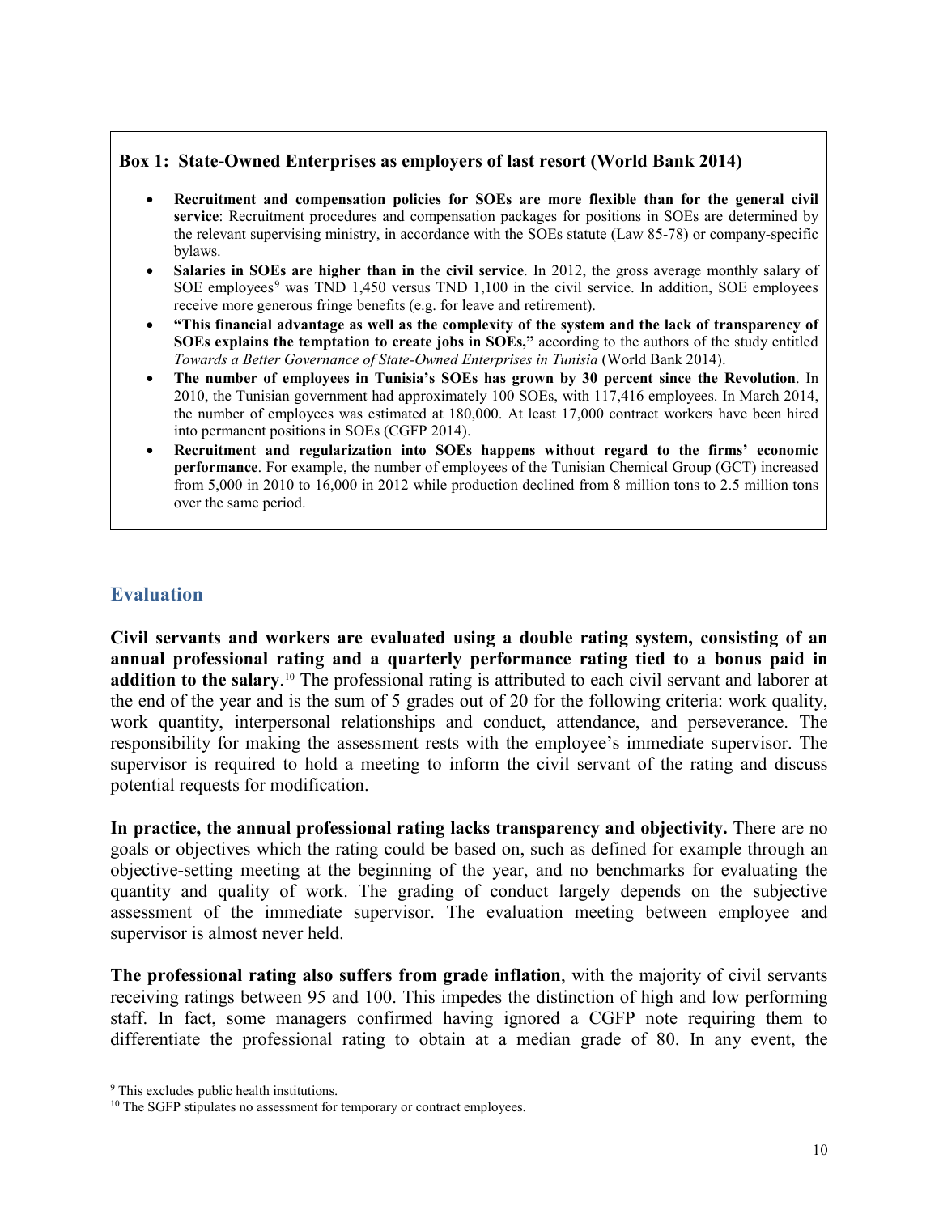**Box 1: State-Owned Enterprises as employers of last resort (World Bank 2014)**

- **Recruitment and compensation policies for SOEs are more flexible than for the general civil service**: Recruitment procedures and compensation packages for positions in SOEs are determined by the relevant supervising ministry, in accordance with the SOEs statute (Law 85-78) or company-specific bylaws.
- **Salaries in SOEs are higher than in the civil service**. In 2012, the gross average monthly salary of SOE employees[9] was TND 1,450 versus TND 1,100 in the civil service. In addition, SOE employees receive more generous fringe benefits (e.g. for leave and retirement).
- **"This financial advantage as well as the complexity of the system and the lack of transparency of SOEs explains the temptation to create jobs in SOEs,"** according to the authors of the study entitled *Towards a Better Governance of State-Owned Enterprises in Tunisia* (World Bank 2014).
- **The number of employees in Tunisia's SOEs has grown by 30 percent since the Revolution**. In 2010, the Tunisian government had approximately 100 SOEs, with 117,416 employees. In March 2014, the number of employees was estimated at 180,000. At least 17,000 contract workers have been hired into permanent positions in SOEs (CGFP 2014).
- **Recruitment and regularization into SOEs happens without regard to the firms' economic performance**. For example, the number of employees of the Tunisian Chemical Group (GCT) increased from 5,000 in 2010 to 16,000 in 2012 while production declined from 8 million tons to 2.5 million tons over the same period.

## Evaluation

**Civil servants and workers are evaluated using a double rating system, consisting of an annual professional rating and a quarterly performance rating tied to a bonus paid in addition to the salary**.[10] The professional rating is attributed to each civil servant and laborer at the end of the year and is the sum of 5 grades out of 20 for the following criteria: work quality, work quantity, interpersonal relationships and conduct, attendance, and perseverance. The responsibility for making the assessment rests with the employee's immediate supervisor. The supervisor is required to hold a meeting to inform the civil servant of the rating and discuss potential requests for modification.

**In practice, the annual professional rating lacks transparency and objectivity.** There are no goals or objectives which the rating could be based on, such as defined for example through an objective-setting meeting at the beginning of the year, and no benchmarks for evaluating the quantity and quality of work. The grading of conduct largely depends on the subjective assessment of the immediate supervisor. The evaluation meeting between employee and supervisor is almost never held.

**The professional rating also suffers from grade inflation**, with the majority of civil servants receiving ratings between 95 and 100. This impedes the distinction of high and low performing staff. In fact, some managers confirmed having ignored a CGFP note requiring them to differentiate the professional rating to obtain at a median grade of 80. In any event, the

---

[9] This excludes public health institutions.

[10] The SGFP stipulates no assessment for temporary or contract employees.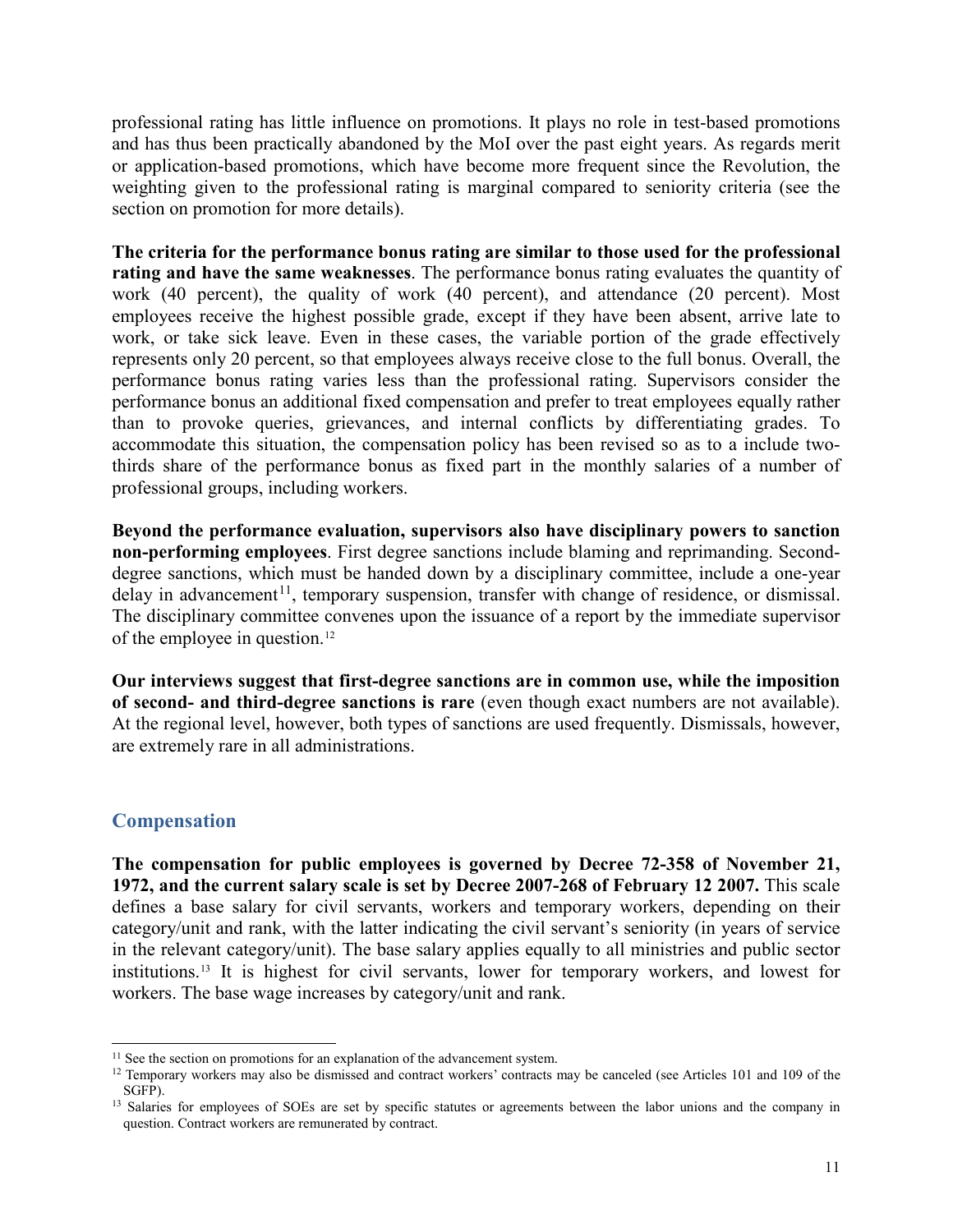professional rating has little influence on promotions. It plays no role in test-based promotions and has thus been practically abandoned by the MoI over the past eight years. As regards merit or application-based promotions, which have become more frequent since the Revolution, the weighting given to the professional rating is marginal compared to seniority criteria (see the section on promotion for more details).

**The criteria for the performance bonus rating are similar to those used for the professional rating and have the same weaknesses**. The performance bonus rating evaluates the quantity of work (40 percent), the quality of work (40 percent), and attendance (20 percent). Most employees receive the highest possible grade, except if they have been absent, arrive late to work, or take sick leave. Even in these cases, the variable portion of the grade effectively represents only 20 percent, so that employees always receive close to the full bonus. Overall, the performance bonus rating varies less than the professional rating. Supervisors consider the performance bonus an additional fixed compensation and prefer to treat employees equally rather than to provoke queries, grievances, and internal conflicts by differentiating grades. To accommodate this situation, the compensation policy has been revised so as to a include two-thirds share of the performance bonus as fixed part in the monthly salaries of a number of professional groups, including workers.

**Beyond the performance evaluation, supervisors also have disciplinary powers to sanction non-performing employees**. First degree sanctions include blaming and reprimanding. Second-degree sanctions, which must be handed down by a disciplinary committee, include a one-year delay in advancement[11], temporary suspension, transfer with change of residence, or dismissal. The disciplinary committee convenes upon the issuance of a report by the immediate supervisor of the employee in question.[12]

**Our interviews suggest that first-degree sanctions are in common use, while the imposition of second- and third-degree sanctions is rare** (even though exact numbers are not available). At the regional level, however, both types of sanctions are used frequently. Dismissals, however, are extremely rare in all administrations.

## Compensation

**The compensation for public employees is governed by Decree 72-358 of November 21, 1972, and the current salary scale is set by Decree 2007-268 of February 12 2007.** This scale defines a base salary for civil servants, workers and temporary workers, depending on their category/unit and rank, with the latter indicating the civil servant's seniority (in years of service in the relevant category/unit). The base salary applies equally to all ministries and public sector institutions.[13] It is highest for civil servants, lower for temporary workers, and lowest for workers. The base wage increases by category/unit and rank.

---

[11] See the section on promotions for an explanation of the advancement system.

[12] Temporary workers may also be dismissed and contract workers' contracts may be canceled (see Articles 101 and 109 of the SGFP).

[13] Salaries for employees of SOEs are set by specific statutes or agreements between the labor unions and the company in question. Contract workers are remunerated by contract.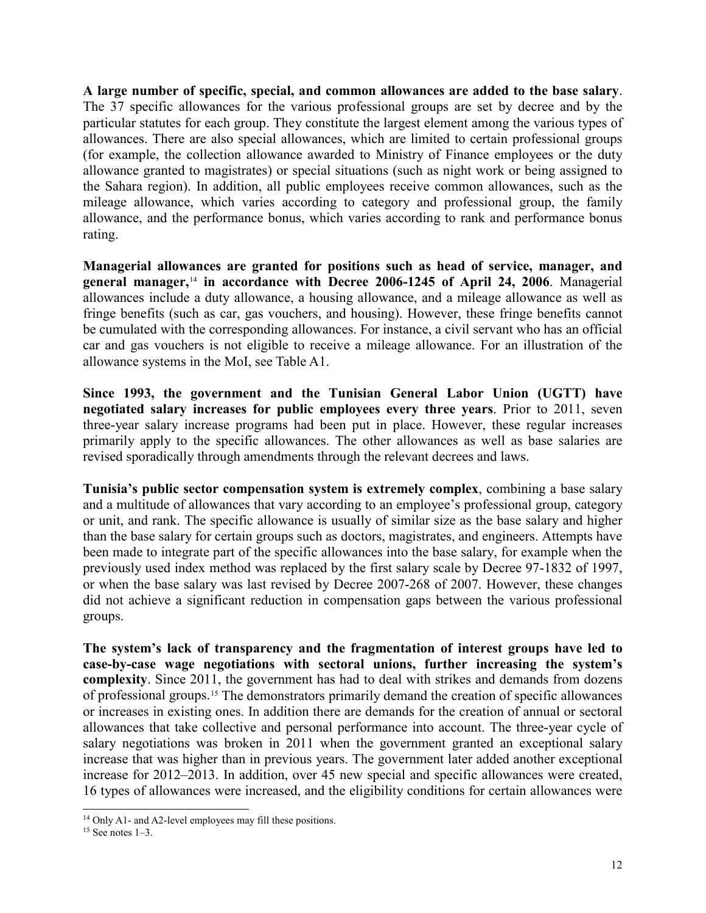**A large number of specific, special, and common allowances are added to the base salary**. The 37 specific allowances for the various professional groups are set by decree and by the particular statutes for each group. They constitute the largest element among the various types of allowances. There are also special allowances, which are limited to certain professional groups (for example, the collection allowance awarded to Ministry of Finance employees or the duty allowance granted to magistrates) or special situations (such as night work or being assigned to the Sahara region). In addition, all public employees receive common allowances, such as the mileage allowance, which varies according to category and professional group, the family allowance, and the performance bonus, which varies according to rank and performance bonus rating.

**Managerial allowances are granted for positions such as head of service, manager, and general manager,**[14] **in accordance with Decree 2006-1245 of April 24, 2006**. Managerial allowances include a duty allowance, a housing allowance, and a mileage allowance as well as fringe benefits (such as car, gas vouchers, and housing). However, these fringe benefits cannot be cumulated with the corresponding allowances. For instance, a civil servant who has an official car and gas vouchers is not eligible to receive a mileage allowance. For an illustration of the allowance systems in the MoI, see Table A1.

**Since 1993, the government and the Tunisian General Labor Union (UGTT) have negotiated salary increases for public employees every three years**. Prior to 2011, seven three-year salary increase programs had been put in place. However, these regular increases primarily apply to the specific allowances. The other allowances as well as base salaries are revised sporadically through amendments through the relevant decrees and laws.

**Tunisia's public sector compensation system is extremely complex**, combining a base salary and a multitude of allowances that vary according to an employee's professional group, category or unit, and rank. The specific allowance is usually of similar size as the base salary and higher than the base salary for certain groups such as doctors, magistrates, and engineers. Attempts have been made to integrate part of the specific allowances into the base salary, for example when the previously used index method was replaced by the first salary scale by Decree 97-1832 of 1997, or when the base salary was last revised by Decree 2007-268 of 2007. However, these changes did not achieve a significant reduction in compensation gaps between the various professional groups.

**The system's lack of transparency and the fragmentation of interest groups have led to case-by-case wage negotiations with sectoral unions, further increasing the system's complexity**. Since 2011, the government has had to deal with strikes and demands from dozens of professional groups.[15] The demonstrators primarily demand the creation of specific allowances or increases in existing ones. In addition there are demands for the creation of annual or sectoral allowances that take collective and personal performance into account. The three-year cycle of salary negotiations was broken in 2011 when the government granted an exceptional salary increase that was higher than in previous years. The government later added another exceptional increase for 2012–2013. In addition, over 45 new special and specific allowances were created, 16 types of allowances were increased, and the eligibility conditions for certain allowances were

---

[14] Only A1- and A2-level employees may fill these positions.

[15] See notes 1–3.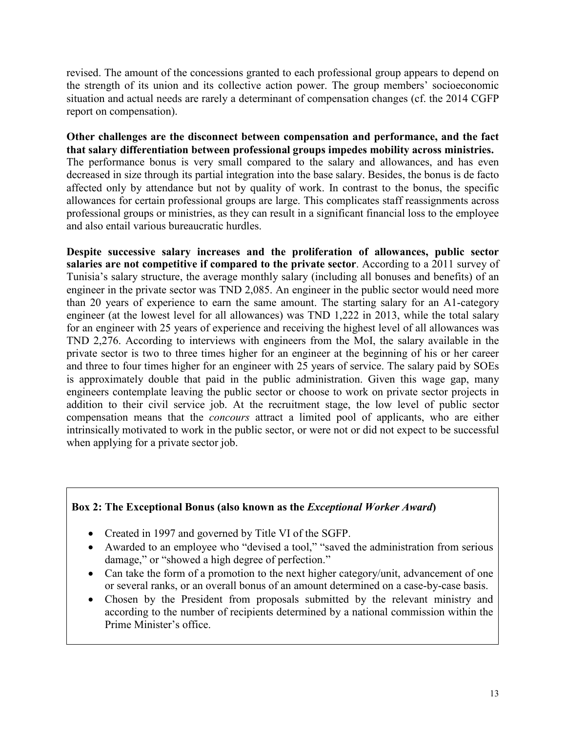revised. The amount of the concessions granted to each professional group appears to depend on the strength of its union and its collective action power. The group members' socioeconomic situation and actual needs are rarely a determinant of compensation changes (cf. the 2014 CGFP report on compensation).

**Other challenges are the disconnect between compensation and performance, and the fact that salary differentiation between professional groups impedes mobility across ministries.** The performance bonus is very small compared to the salary and allowances, and has even decreased in size through its partial integration into the base salary. Besides, the bonus is de facto affected only by attendance but not by quality of work. In contrast to the bonus, the specific allowances for certain professional groups are large. This complicates staff reassignments across professional groups or ministries, as they can result in a significant financial loss to the employee and also entail various bureaucratic hurdles.

**Despite successive salary increases and the proliferation of allowances, public sector salaries are not competitive if compared to the private sector**. According to a 2011 survey of Tunisia's salary structure, the average monthly salary (including all bonuses and benefits) of an engineer in the private sector was TND 2,085. An engineer in the public sector would need more than 20 years of experience to earn the same amount. The starting salary for an A1-category engineer (at the lowest level for all allowances) was TND 1,222 in 2013, while the total salary for an engineer with 25 years of experience and receiving the highest level of all allowances was TND 2,276. According to interviews with engineers from the MoI, the salary available in the private sector is two to three times higher for an engineer at the beginning of his or her career and three to four times higher for an engineer with 25 years of service. The salary paid by SOEs is approximately double that paid in the public administration. Given this wage gap, many engineers contemplate leaving the public sector or choose to work on private sector projects in addition to their civil service job. At the recruitment stage, the low level of public sector compensation means that the *concours* attract a limited pool of applicants, who are either intrinsically motivated to work in the public sector, or were not or did not expect to be successful when applying for a private sector job.

**Box 2: The Exceptional Bonus (also known as the *Exceptional Worker Award*)**

- Created in 1997 and governed by Title VI of the SGFP.
- Awarded to an employee who "devised a tool," "saved the administration from serious damage," or "showed a high degree of perfection."
- Can take the form of a promotion to the next higher category/unit, advancement of one or several ranks, or an overall bonus of an amount determined on a case-by-case basis.
- Chosen by the President from proposals submitted by the relevant ministry and according to the number of recipients determined by a national commission within the Prime Minister's office.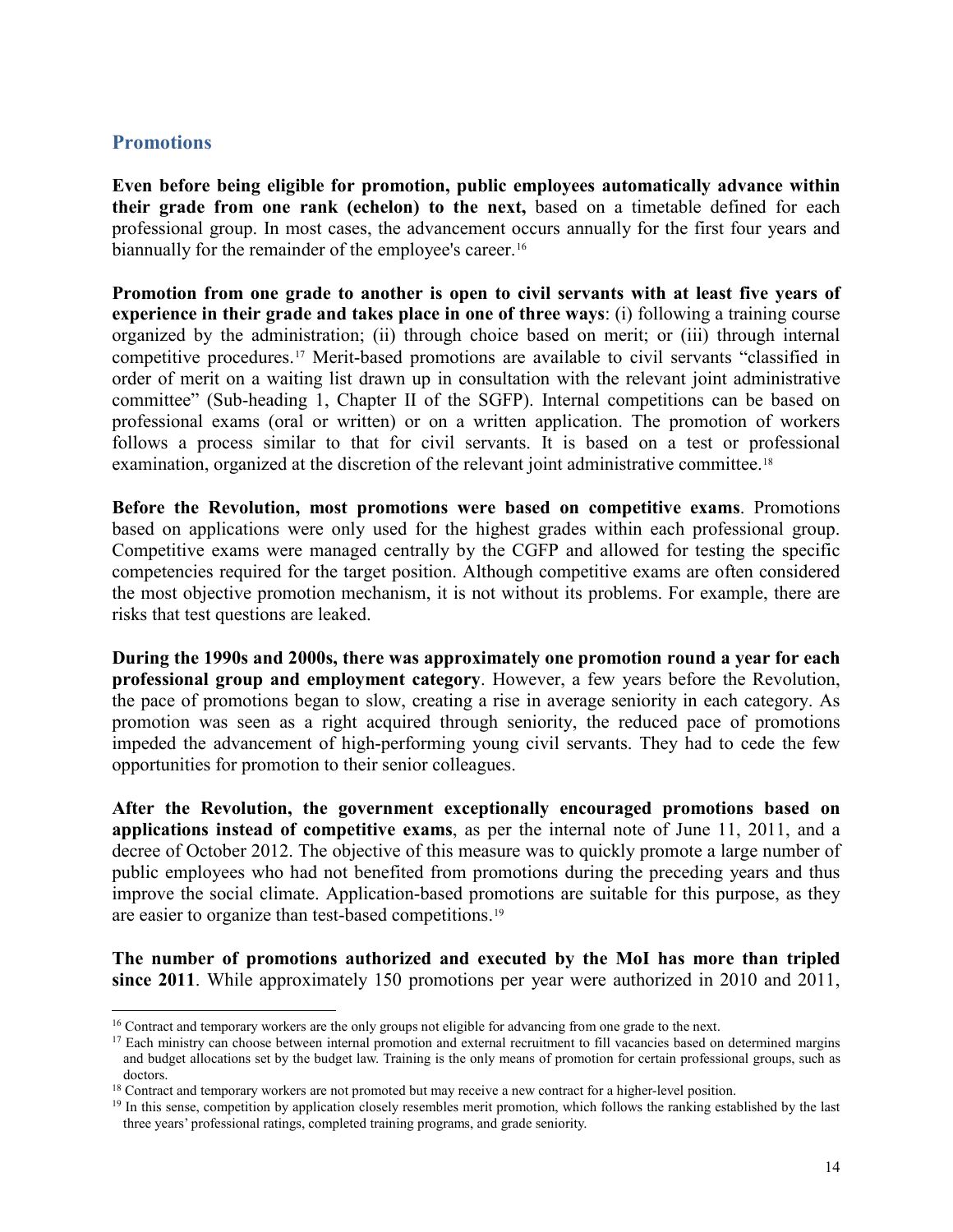## Promotions

**Even before being eligible for promotion, public employees automatically advance within their grade from one rank (echelon) to the next,** based on a timetable defined for each professional group. In most cases, the advancement occurs annually for the first four years and biannually for the remainder of the employee's career.[16]

**Promotion from one grade to another is open to civil servants with at least five years of experience in their grade and takes place in one of three ways**: (i) following a training course organized by the administration; (ii) through choice based on merit; or (iii) through internal competitive procedures.[17] Merit-based promotions are available to civil servants "classified in order of merit on a waiting list drawn up in consultation with the relevant joint administrative committee" (Sub-heading 1, Chapter II of the SGFP). Internal competitions can be based on professional exams (oral or written) or on a written application. The promotion of workers follows a process similar to that for civil servants. It is based on a test or professional examination, organized at the discretion of the relevant joint administrative committee.[18]

**Before the Revolution, most promotions were based on competitive exams**. Promotions based on applications were only used for the highest grades within each professional group. Competitive exams were managed centrally by the CGFP and allowed for testing the specific competencies required for the target position. Although competitive exams are often considered the most objective promotion mechanism, it is not without its problems. For example, there are risks that test questions are leaked.

**During the 1990s and 2000s, there was approximately one promotion round a year for each professional group and employment category**. However, a few years before the Revolution, the pace of promotions began to slow, creating a rise in average seniority in each category. As promotion was seen as a right acquired through seniority, the reduced pace of promotions impeded the advancement of high-performing young civil servants. They had to cede the few opportunities for promotion to their senior colleagues.

**After the Revolution, the government exceptionally encouraged promotions based on applications instead of competitive exams**, as per the internal note of June 11, 2011, and a decree of October 2012. The objective of this measure was to quickly promote a large number of public employees who had not benefited from promotions during the preceding years and thus improve the social climate. Application-based promotions are suitable for this purpose, as they are easier to organize than test-based competitions.[19]

**The number of promotions authorized and executed by the MoI has more than tripled since 2011**. While approximately 150 promotions per year were authorized in 2010 and 2011,

---

[16] Contract and temporary workers are the only groups not eligible for advancing from one grade to the next.

[17] Each ministry can choose between internal promotion and external recruitment to fill vacancies based on determined margins and budget allocations set by the budget law. Training is the only means of promotion for certain professional groups, such as doctors.

[18] Contract and temporary workers are not promoted but may receive a new contract for a higher-level position.

[19] In this sense, competition by application closely resembles merit promotion, which follows the ranking established by the last three years' professional ratings, completed training programs, and grade seniority.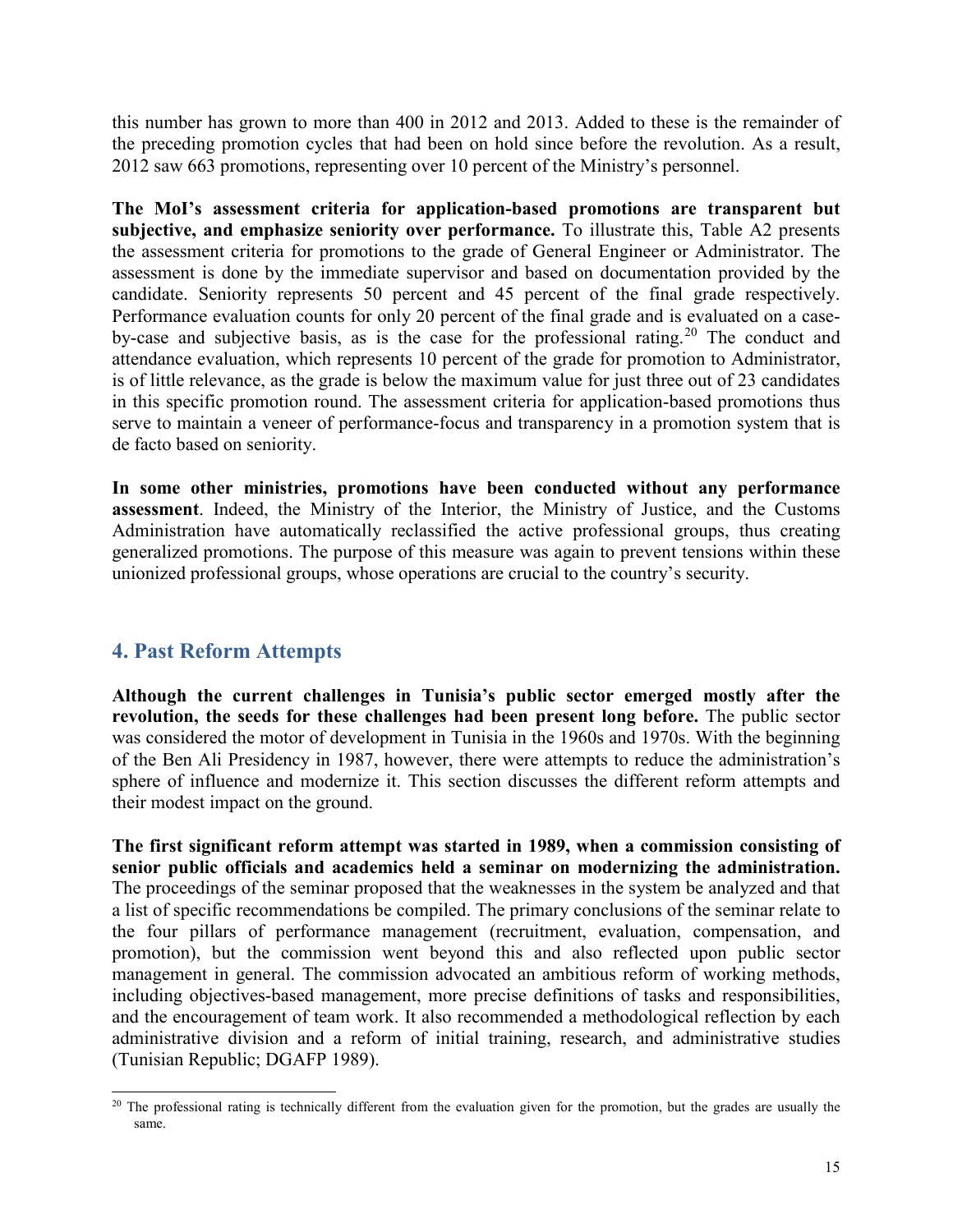this number has grown to more than 400 in 2012 and 2013. Added to these is the remainder of the preceding promotion cycles that had been on hold since before the revolution. As a result, 2012 saw 663 promotions, representing over 10 percent of the Ministry's personnel.

**The MoI's assessment criteria for application-based promotions are transparent but subjective, and emphasize seniority over performance.** To illustrate this, Table A2 presents the assessment criteria for promotions to the grade of General Engineer or Administrator. The assessment is done by the immediate supervisor and based on documentation provided by the candidate. Seniority represents 50 percent and 45 percent of the final grade respectively. Performance evaluation counts for only 20 percent of the final grade and is evaluated on a case-by-case and subjective basis, as is the case for the professional rating.[20] The conduct and attendance evaluation, which represents 10 percent of the grade for promotion to Administrator, is of little relevance, as the grade is below the maximum value for just three out of 23 candidates in this specific promotion round. The assessment criteria for application-based promotions thus serve to maintain a veneer of performance-focus and transparency in a promotion system that is de facto based on seniority.

**In some other ministries, promotions have been conducted without any performance assessment**. Indeed, the Ministry of the Interior, the Ministry of Justice, and the Customs Administration have automatically reclassified the active professional groups, thus creating generalized promotions. The purpose of this measure was again to prevent tensions within these unionized professional groups, whose operations are crucial to the country's security.

## 4. Past Reform Attempts

**Although the current challenges in Tunisia's public sector emerged mostly after the revolution, the seeds for these challenges had been present long before.** The public sector was considered the motor of development in Tunisia in the 1960s and 1970s. With the beginning of the Ben Ali Presidency in 1987, however, there were attempts to reduce the administration's sphere of influence and modernize it. This section discusses the different reform attempts and their modest impact on the ground.

**The first significant reform attempt was started in 1989, when a commission consisting of senior public officials and academics held a seminar on modernizing the administration.** The proceedings of the seminar proposed that the weaknesses in the system be analyzed and that a list of specific recommendations be compiled. The primary conclusions of the seminar relate to the four pillars of performance management (recruitment, evaluation, compensation, and promotion), but the commission went beyond this and also reflected upon public sector management in general. The commission advocated an ambitious reform of working methods, including objectives-based management, more precise definitions of tasks and responsibilities, and the encouragement of team work. It also recommended a methodological reflection by each administrative division and a reform of initial training, research, and administrative studies (Tunisian Republic; DGAFP 1989).

[20] The professional rating is technically different from the evaluation given for the promotion, but the grades are usually the same.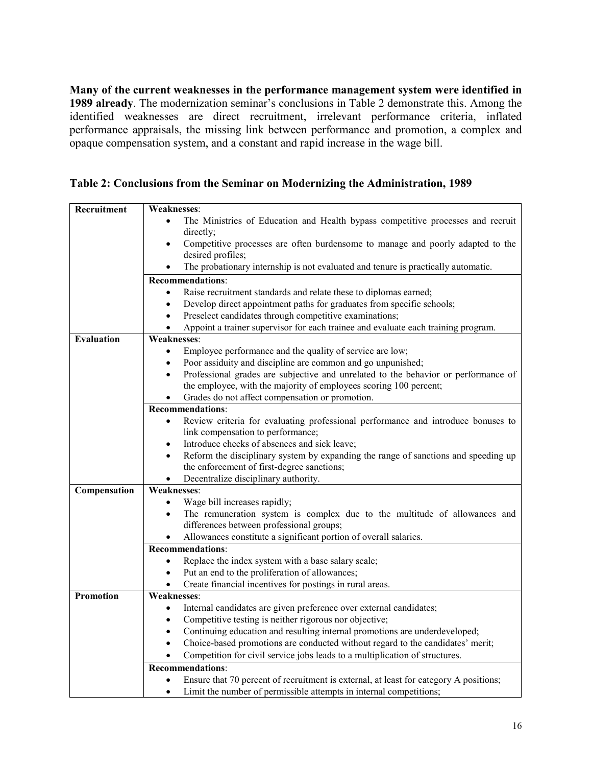**Many of the current weaknesses in the performance management system were identified in 1989 already**. The modernization seminar's conclusions in Table 2 demonstrate this. Among the identified weaknesses are direct recruitment, irrelevant performance criteria, inflated performance appraisals, the missing link between performance and promotion, a complex and opaque compensation system, and a constant and rapid increase in the wage bill.

**Table 2: Conclusions from the Seminar on Modernizing the Administration, 1989**

| | |
|---|---|
| **Recruitment** | **Weaknesses**:<br>• The Ministries of Education and Health bypass competitive processes and recruit directly;<br>• Competitive processes are often burdensome to manage and poorly adapted to the desired profiles;<br>• The probationary internship is not evaluated and tenure is practically automatic. |
| | **Recommendations**:<br>• Raise recruitment standards and relate these to diplomas earned;<br>• Develop direct appointment paths for graduates from specific schools;<br>• Preselect candidates through competitive examinations;<br>• Appoint a trainer supervisor for each trainee and evaluate each training program. |
| **Evaluation** | **Weaknesses**:<br>• Employee performance and the quality of service are low;<br>• Poor assiduity and discipline are common and go unpunished;<br>• Professional grades are subjective and unrelated to the behavior or performance of the employee, with the majority of employees scoring 100 percent;<br>• Grades do not affect compensation or promotion. |
| | **Recommendations**:<br>• Review criteria for evaluating professional performance and introduce bonuses to link compensation to performance;<br>• Introduce checks of absences and sick leave;<br>• Reform the disciplinary system by expanding the range of sanctions and speeding up the enforcement of first-degree sanctions;<br>• Decentralize disciplinary authority. |
| **Compensation** | **Weaknesses**:<br>• Wage bill increases rapidly;<br>• The remuneration system is complex due to the multitude of allowances and differences between professional groups;<br>• Allowances constitute a significant portion of overall salaries. |
| | **Recommendations**:<br>• Replace the index system with a base salary scale;<br>• Put an end to the proliferation of allowances;<br>• Create financial incentives for postings in rural areas. |
| **Promotion** | **Weaknesses**:<br>• Internal candidates are given preference over external candidates;<br>• Competitive testing is neither rigorous nor objective;<br>• Continuing education and resulting internal promotions are underdeveloped;<br>• Choice-based promotions are conducted without regard to the candidates' merit;<br>• Competition for civil service jobs leads to a multiplication of structures. |
| | **Recommendations**:<br>• Ensure that 70 percent of recruitment is external, at least for category A positions;<br>• Limit the number of permissible attempts in internal competitions; |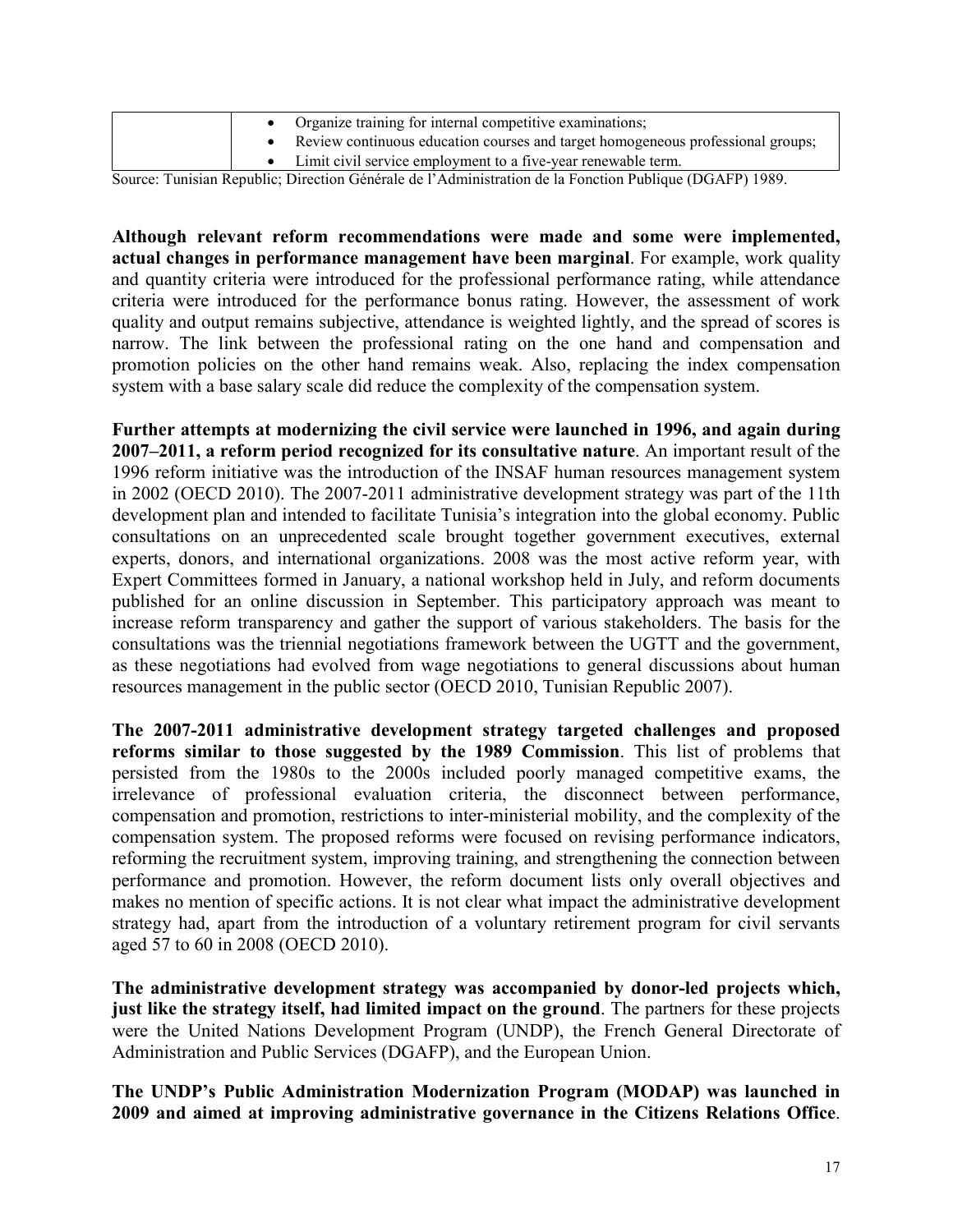| | |
|---|---|
| | • Organize training for internal competitive examinations;<br>• Review continuous education courses and target homogeneous professional groups;<br>• Limit civil service employment to a five-year renewable term. |

Source: Tunisian Republic; Direction Générale de l'Administration de la Fonction Publique (DGAFP) 1989.

**Although relevant reform recommendations were made and some were implemented, actual changes in performance management have been marginal**. For example, work quality and quantity criteria were introduced for the professional performance rating, while attendance criteria were introduced for the performance bonus rating. However, the assessment of work quality and output remains subjective, attendance is weighted lightly, and the spread of scores is narrow. The link between the professional rating on the one hand and compensation and promotion policies on the other hand remains weak. Also, replacing the index compensation system with a base salary scale did reduce the complexity of the compensation system.

**Further attempts at modernizing the civil service were launched in 1996, and again during 2007–2011, a reform period recognized for its consultative nature**. An important result of the 1996 reform initiative was the introduction of the INSAF human resources management system in 2002 (OECD 2010). The 2007-2011 administrative development strategy was part of the 11th development plan and intended to facilitate Tunisia's integration into the global economy. Public consultations on an unprecedented scale brought together government executives, external experts, donors, and international organizations. 2008 was the most active reform year, with Expert Committees formed in January, a national workshop held in July, and reform documents published for an online discussion in September. This participatory approach was meant to increase reform transparency and gather the support of various stakeholders. The basis for the consultations was the triennial negotiations framework between the UGTT and the government, as these negotiations had evolved from wage negotiations to general discussions about human resources management in the public sector (OECD 2010, Tunisian Republic 2007).

**The 2007-2011 administrative development strategy targeted challenges and proposed reforms similar to those suggested by the 1989 Commission**. This list of problems that persisted from the 1980s to the 2000s included poorly managed competitive exams, the irrelevance of professional evaluation criteria, the disconnect between performance, compensation and promotion, restrictions to inter-ministerial mobility, and the complexity of the compensation system. The proposed reforms were focused on revising performance indicators, reforming the recruitment system, improving training, and strengthening the connection between performance and promotion. However, the reform document lists only overall objectives and makes no mention of specific actions. It is not clear what impact the administrative development strategy had, apart from the introduction of a voluntary retirement program for civil servants aged 57 to 60 in 2008 (OECD 2010).

**The administrative development strategy was accompanied by donor-led projects which, just like the strategy itself, had limited impact on the ground**. The partners for these projects were the United Nations Development Program (UNDP), the French General Directorate of Administration and Public Services (DGAFP), and the European Union.

**The UNDP's Public Administration Modernization Program (MODAP) was launched in 2009 and aimed at improving administrative governance in the Citizens Relations Office**.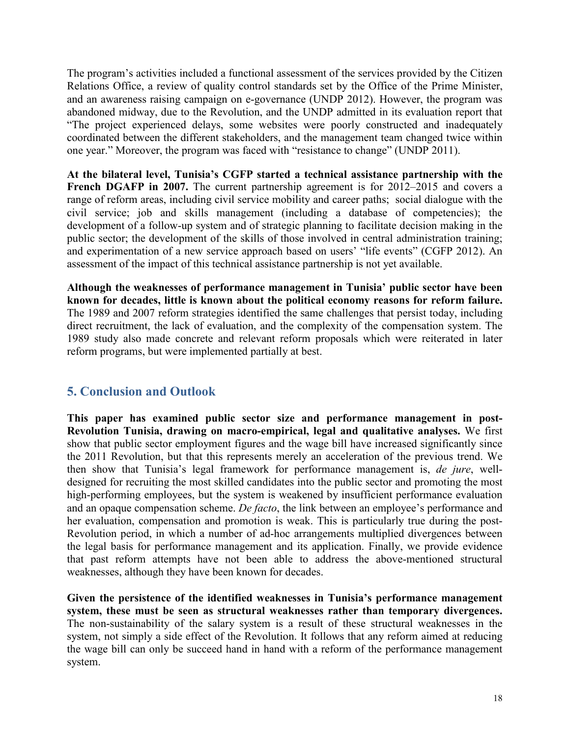The program's activities included a functional assessment of the services provided by the Citizen Relations Office, a review of quality control standards set by the Office of the Prime Minister, and an awareness raising campaign on e-governance (UNDP 2012). However, the program was abandoned midway, due to the Revolution, and the UNDP admitted in its evaluation report that "The project experienced delays, some websites were poorly constructed and inadequately coordinated between the different stakeholders, and the management team changed twice within one year." Moreover, the program was faced with "resistance to change" (UNDP 2011).

**At the bilateral level, Tunisia's CGFP started a technical assistance partnership with the French DGAFP in 2007.** The current partnership agreement is for 2012–2015 and covers a range of reform areas, including civil service mobility and career paths; social dialogue with the civil service; job and skills management (including a database of competencies); the development of a follow-up system and of strategic planning to facilitate decision making in the public sector; the development of the skills of those involved in central administration training; and experimentation of a new service approach based on users' "life events" (CGFP 2012). An assessment of the impact of this technical assistance partnership is not yet available.

**Although the weaknesses of performance management in Tunisia' public sector have been known for decades, little is known about the political economy reasons for reform failure.** The 1989 and 2007 reform strategies identified the same challenges that persist today, including direct recruitment, the lack of evaluation, and the complexity of the compensation system. The 1989 study also made concrete and relevant reform proposals which were reiterated in later reform programs, but were implemented partially at best.

## 5. Conclusion and Outlook

**This paper has examined public sector size and performance management in post-Revolution Tunisia, drawing on macro-empirical, legal and qualitative analyses.** We first show that public sector employment figures and the wage bill have increased significantly since the 2011 Revolution, but that this represents merely an acceleration of the previous trend. We then show that Tunisia's legal framework for performance management is, *de jure*, well-designed for recruiting the most skilled candidates into the public sector and promoting the most high-performing employees, but the system is weakened by insufficient performance evaluation and an opaque compensation scheme. *De facto*, the link between an employee's performance and her evaluation, compensation and promotion is weak. This is particularly true during the post-Revolution period, in which a number of ad-hoc arrangements multiplied divergences between the legal basis for performance management and its application. Finally, we provide evidence that past reform attempts have not been able to address the above-mentioned structural weaknesses, although they have been known for decades.

**Given the persistence of the identified weaknesses in Tunisia's performance management system, these must be seen as structural weaknesses rather than temporary divergences.** The non-sustainability of the salary system is a result of these structural weaknesses in the system, not simply a side effect of the Revolution. It follows that any reform aimed at reducing the wage bill can only be succeed hand in hand with a reform of the performance management system.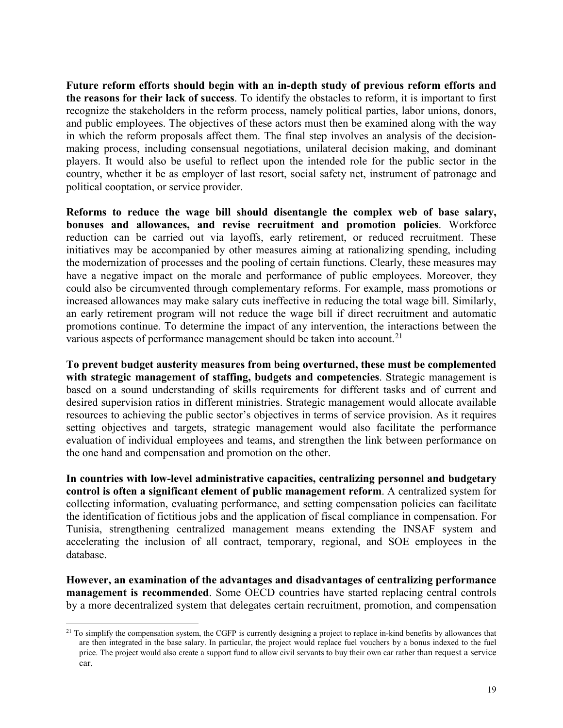**Future reform efforts should begin with an in-depth study of previous reform efforts and the reasons for their lack of success**. To identify the obstacles to reform, it is important to first recognize the stakeholders in the reform process, namely political parties, labor unions, donors, and public employees. The objectives of these actors must then be examined along with the way in which the reform proposals affect them. The final step involves an analysis of the decision-making process, including consensual negotiations, unilateral decision making, and dominant players. It would also be useful to reflect upon the intended role for the public sector in the country, whether it be as employer of last resort, social safety net, instrument of patronage and political cooptation, or service provider.

**Reforms to reduce the wage bill should disentangle the complex web of base salary, bonuses and allowances, and revise recruitment and promotion policies**. Workforce reduction can be carried out via layoffs, early retirement, or reduced recruitment. These initiatives may be accompanied by other measures aiming at rationalizing spending, including the modernization of processes and the pooling of certain functions. Clearly, these measures may have a negative impact on the morale and performance of public employees. Moreover, they could also be circumvented through complementary reforms. For example, mass promotions or increased allowances may make salary cuts ineffective in reducing the total wage bill. Similarly, an early retirement program will not reduce the wage bill if direct recruitment and automatic promotions continue. To determine the impact of any intervention, the interactions between the various aspects of performance management should be taken into account.[21]

**To prevent budget austerity measures from being overturned, these must be complemented with strategic management of staffing, budgets and competencies**. Strategic management is based on a sound understanding of skills requirements for different tasks and of current and desired supervision ratios in different ministries. Strategic management would allocate available resources to achieving the public sector's objectives in terms of service provision. As it requires setting objectives and targets, strategic management would also facilitate the performance evaluation of individual employees and teams, and strengthen the link between performance on the one hand and compensation and promotion on the other.

**In countries with low-level administrative capacities, centralizing personnel and budgetary control is often a significant element of public management reform**. A centralized system for collecting information, evaluating performance, and setting compensation policies can facilitate the identification of fictitious jobs and the application of fiscal compliance in compensation. For Tunisia, strengthening centralized management means extending the INSAF system and accelerating the inclusion of all contract, temporary, regional, and SOE employees in the database.

**However, an examination of the advantages and disadvantages of centralizing performance management is recommended**. Some OECD countries have started replacing central controls by a more decentralized system that delegates certain recruitment, promotion, and compensation

[21] To simplify the compensation system, the CGFP is currently designing a project to replace in-kind benefits by allowances that are then integrated in the base salary. In particular, the project would replace fuel vouchers by a bonus indexed to the fuel price. The project would also create a support fund to allow civil servants to buy their own car rather than request a service car.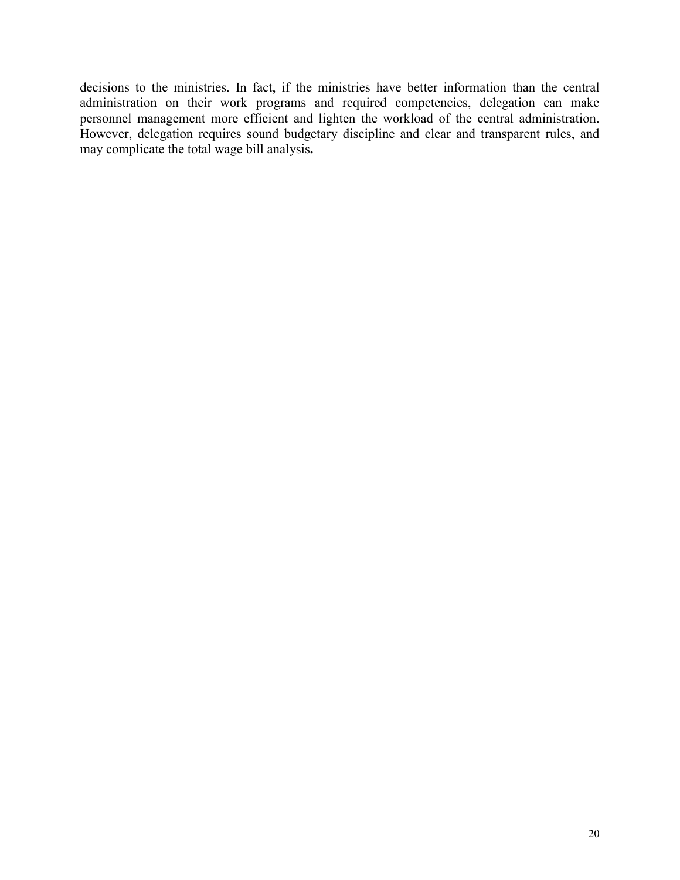decisions to the ministries. In fact, if the ministries have better information than the central administration on their work programs and required competencies, delegation can make personnel management more efficient and lighten the workload of the central administration. However, delegation requires sound budgetary discipline and clear and transparent rules, and may complicate the total wage bill analysis**.**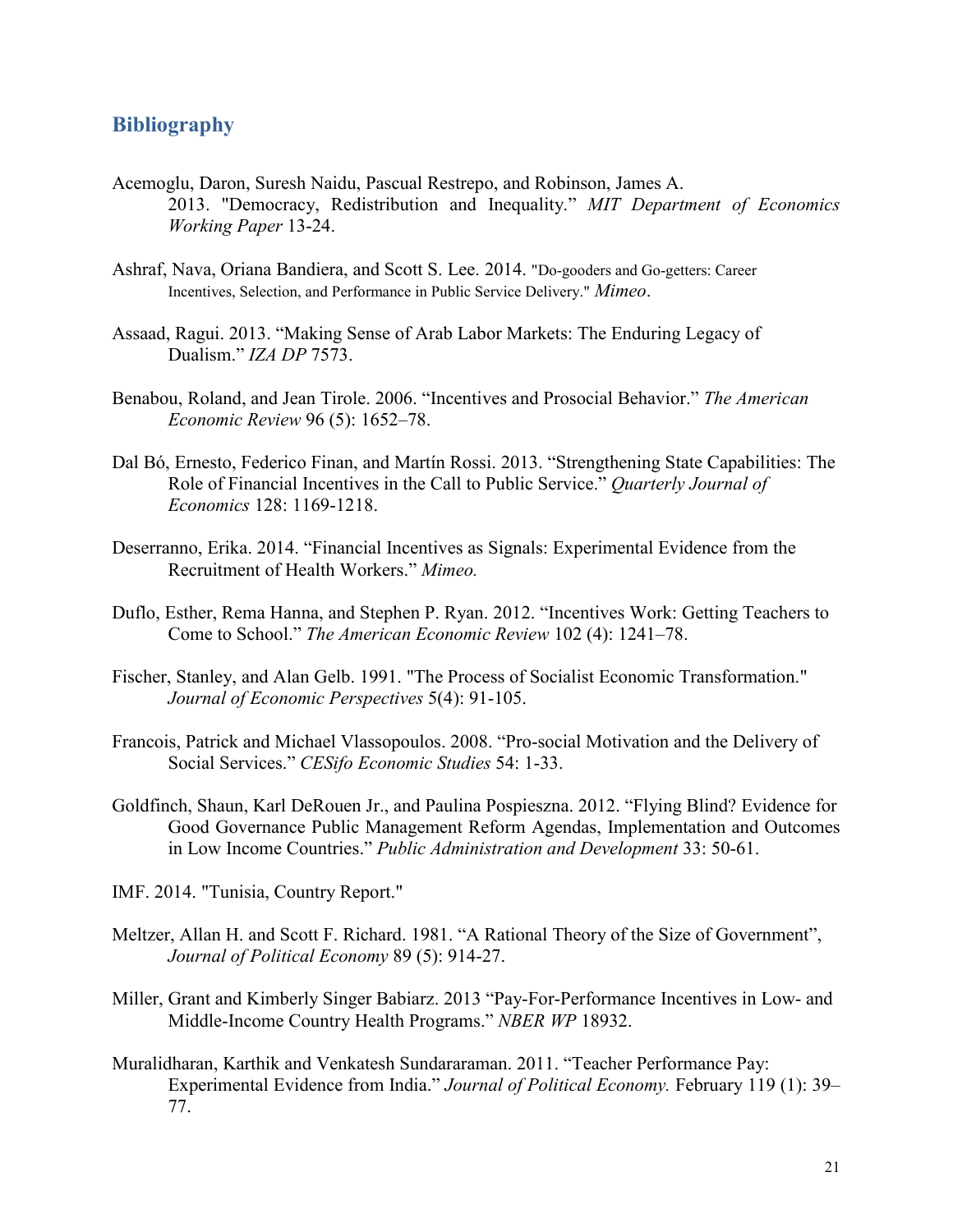## Bibliography

Acemoglu, Daron, Suresh Naidu, Pascual Restrepo, and Robinson, James A. 2013. "Democracy, Redistribution and Inequality." *MIT Department of Economics Working Paper* 13-24.

Ashraf, Nava, Oriana Bandiera, and Scott S. Lee. 2014. "Do-gooders and Go-getters: Career Incentives, Selection, and Performance in Public Service Delivery." *Mimeo*.

Assaad, Ragui. 2013. "Making Sense of Arab Labor Markets: The Enduring Legacy of Dualism." *IZA DP* 7573.

Benabou, Roland, and Jean Tirole. 2006. "Incentives and Prosocial Behavior." *The American Economic Review* 96 (5): 1652–78.

Dal Bó, Ernesto, Federico Finan, and Martín Rossi. 2013. "Strengthening State Capabilities: The Role of Financial Incentives in the Call to Public Service." *Quarterly Journal of Economics* 128: 1169-1218.

Deserranno, Erika. 2014. "Financial Incentives as Signals: Experimental Evidence from the Recruitment of Health Workers." *Mimeo.*

Duflo, Esther, Rema Hanna, and Stephen P. Ryan. 2012. "Incentives Work: Getting Teachers to Come to School." *The American Economic Review* 102 (4): 1241–78.

Fischer, Stanley, and Alan Gelb. 1991. "The Process of Socialist Economic Transformation." *Journal of Economic Perspectives* 5(4): 91-105.

Francois, Patrick and Michael Vlassopoulos. 2008. "Pro-social Motivation and the Delivery of Social Services." *CESifo Economic Studies* 54: 1-33.

Goldfinch, Shaun, Karl DeRouen Jr., and Paulina Pospieszna. 2012. "Flying Blind? Evidence for Good Governance Public Management Reform Agendas, Implementation and Outcomes in Low Income Countries." *Public Administration and Development* 33: 50-61.

IMF. 2014. "Tunisia, Country Report."

Meltzer, Allan H. and Scott F. Richard. 1981. "A Rational Theory of the Size of Government", *Journal of Political Economy* 89 (5): 914-27.

Miller, Grant and Kimberly Singer Babiarz. 2013 "Pay-For-Performance Incentives in Low- and Middle-Income Country Health Programs." *NBER WP* 18932.

Muralidharan, Karthik and Venkatesh Sundararaman. 2011. "Teacher Performance Pay: Experimental Evidence from India." *Journal of Political Economy.* February 119 (1): 39–77.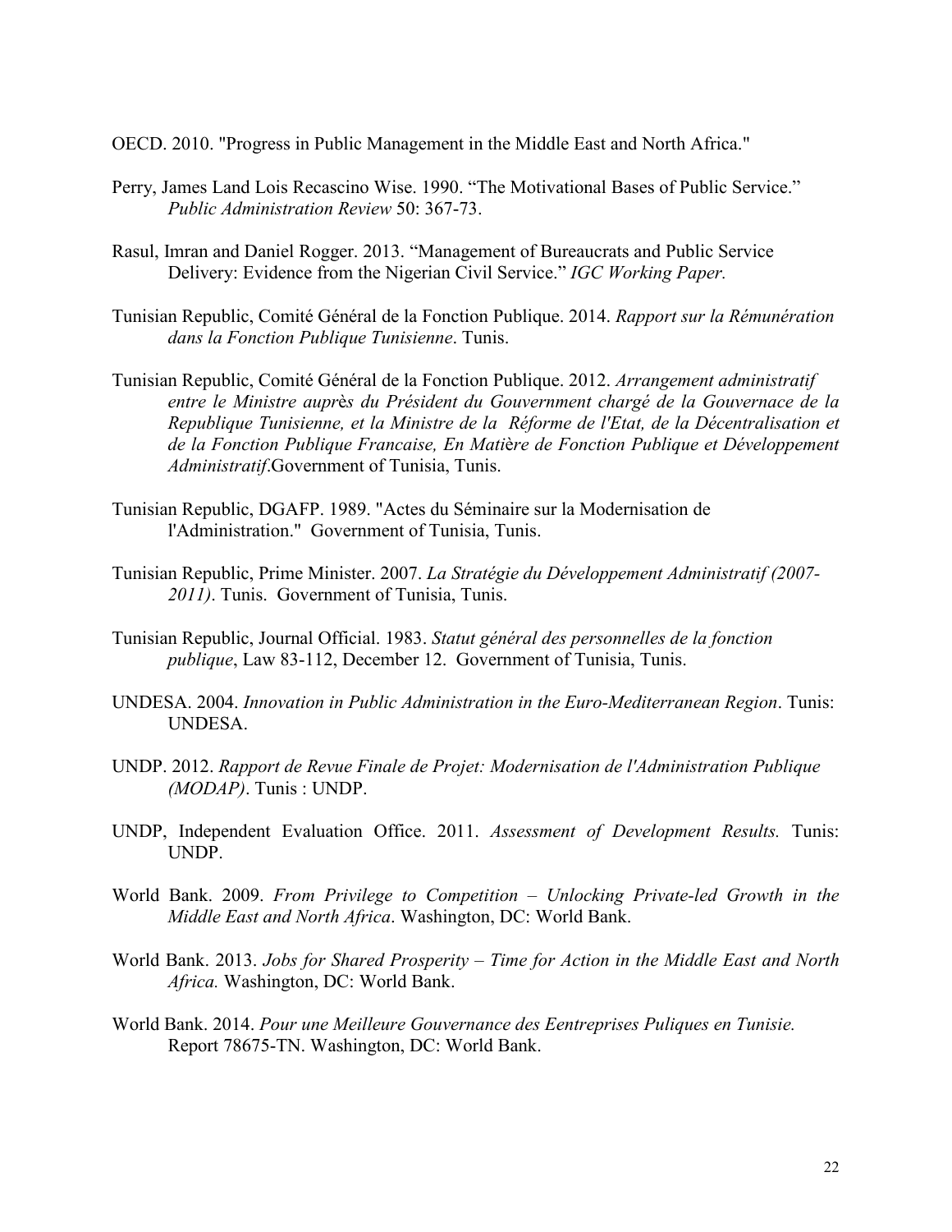OECD. 2010. "Progress in Public Management in the Middle East and North Africa."

Perry, James Land Lois Recascino Wise. 1990. “The Motivational Bases of Public Service.” *Public Administration Review* 50: 367-73.

Rasul, Imran and Daniel Rogger. 2013. “Management of Bureaucrats and Public Service Delivery: Evidence from the Nigerian Civil Service.” *IGC Working Paper.*

Tunisian Republic, Comité Général de la Fonction Publique. 2014. *Rapport sur la Rémunération dans la Fonction Publique Tunisienne*. Tunis.

Tunisian Republic, Comité Général de la Fonction Publique. 2012. *Arrangement administratif entre le Ministre auprès du Président du Gouvernment chargé de la Gouvernace de la Republique Tunisienne, et la Ministre de la Réforme de l'Etat, de la Décentralisation et de la Fonction Publique Francaise, En Matière de Fonction Publique et Développement Administratif*.Government of Tunisia, Tunis.

Tunisian Republic, DGAFP. 1989. "Actes du Séminaire sur la Modernisation de l'Administration." Government of Tunisia, Tunis.

Tunisian Republic, Prime Minister. 2007. *La Stratégie du Développement Administratif (2007-2011)*. Tunis. Government of Tunisia, Tunis.

Tunisian Republic, Journal Official. 1983. *Statut général des personnelles de la fonction publique*, Law 83-112, December 12. Government of Tunisia, Tunis.

UNDESA. 2004. *Innovation in Public Administration in the Euro-Mediterranean Region*. Tunis: UNDESA.

UNDP. 2012. *Rapport de Revue Finale de Projet: Modernisation de l'Administration Publique (MODAP)*. Tunis : UNDP.

UNDP, Independent Evaluation Office. 2011. *Assessment of Development Results.* Tunis: UNDP.

World Bank. 2009. *From Privilege to Competition – Unlocking Private-led Growth in the Middle East and North Africa*. Washington, DC: World Bank.

World Bank. 2013. *Jobs for Shared Prosperity – Time for Action in the Middle East and North Africa.* Washington, DC: World Bank.

World Bank. 2014. *Pour une Meilleure Gouvernance des Eentreprises Puliques en Tunisie.* Report 78675-TN. Washington, DC: World Bank.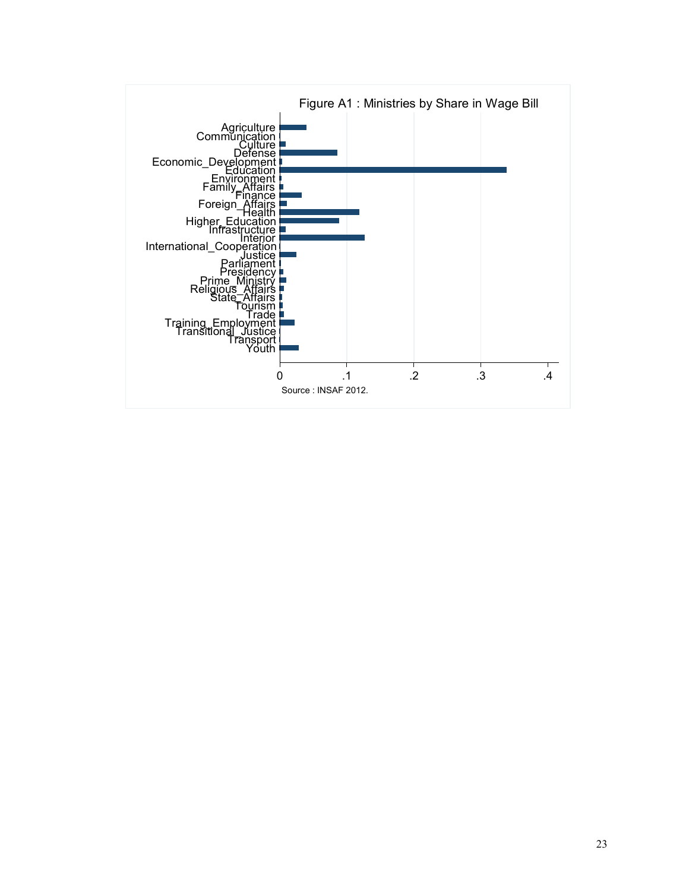Figure A1 : Ministries by Share in Wage Bill

Source : INSAF 2012.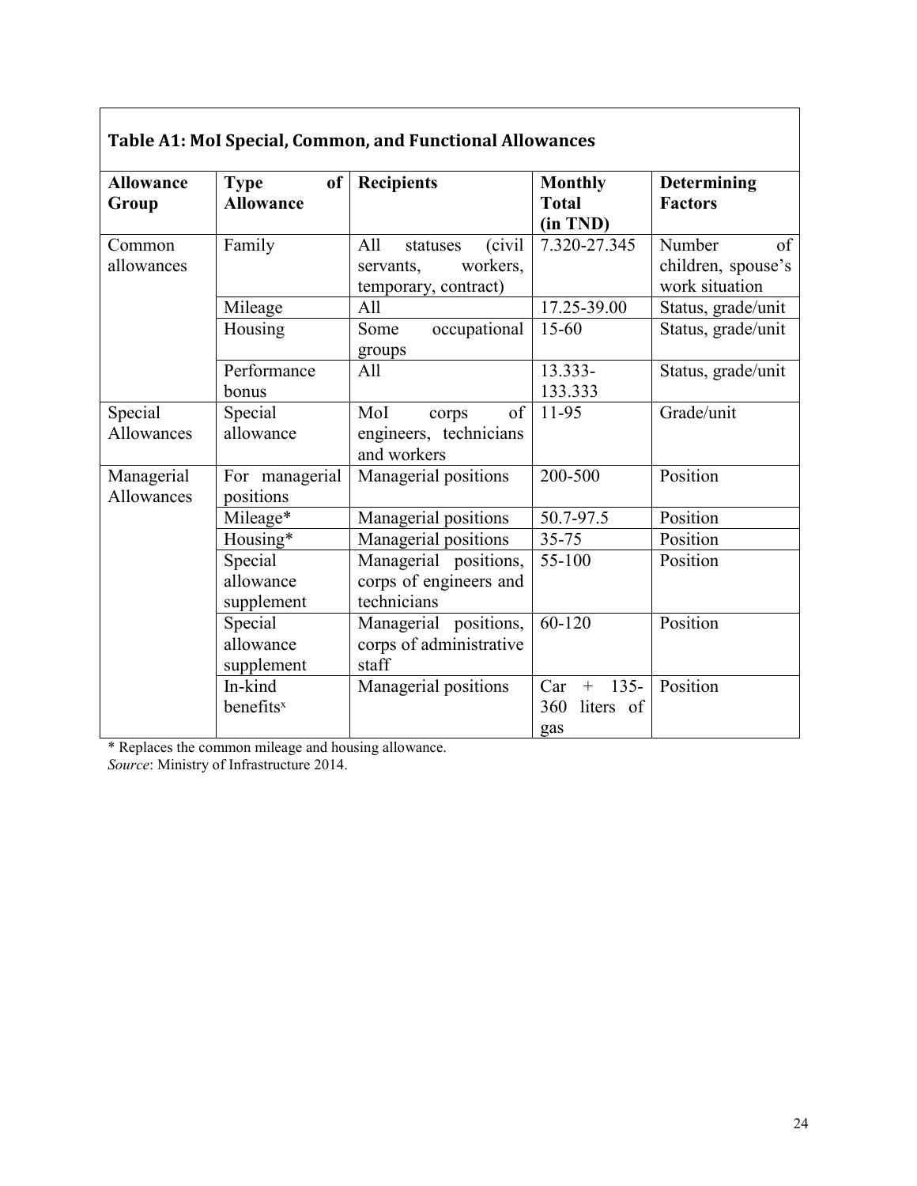**Table A1: MoI Special, Common, and Functional Allowances**

| Allowance Group | Type of Allowance | Recipients | Monthly Total (in TND) | Determining Factors |
|---|---|---|---|---|
| Common allowances | Family | All statuses (civil servants, workers, temporary, contract) | 7.320-27.345 | Number of children, spouse's work situation |
| | Mileage | All | 17.25-39.00 | Status, grade/unit |
| | Housing | Some occupational groups | 15-60 | Status, grade/unit |
| | Performance bonus | All | 13.333-133.333 | Status, grade/unit |
| Special Allowances | Special allowance | MoI corps of engineers, technicians and workers | 11-95 | Grade/unit |
| Managerial Allowances | For managerial positions | Managerial positions | 200-500 | Position |
| | Mileage* | Managerial positions | 50.7-97.5 | Position |
| | Housing* | Managerial positions | 35-75 | Position |
| | Special allowance supplement | Managerial positions, corps of engineers and technicians | 55-100 | Position |
| | Special allowance supplement | Managerial positions, corps of administrative staff | 60-120 | Position |
| | In-kind benefits[x] | Managerial positions | Car + 135-360 liters of gas | Position |

* Replaces the common mileage and housing allowance.

*Source*: Ministry of Infrastructure 2014.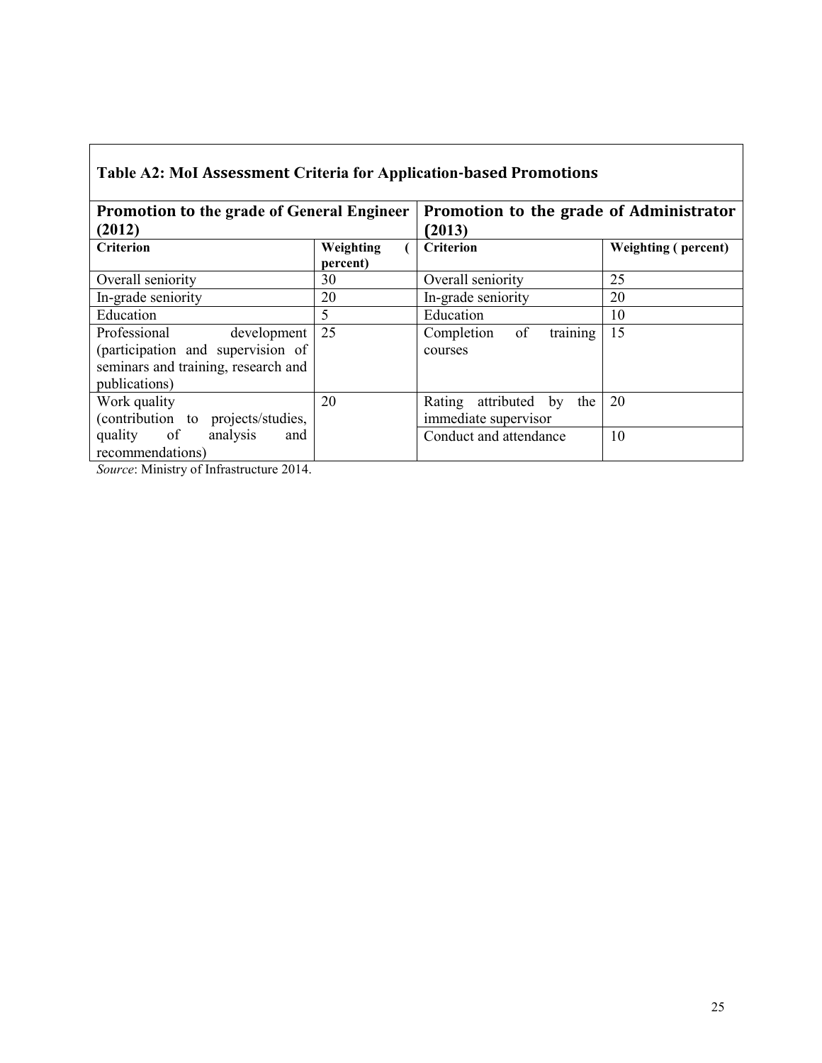**Table A2: MoI Assessment Criteria for Application-based Promotions**

| Promotion to the grade of General Engineer (2012) | | Promotion to the grade of Administrator (2013) | |
|---|---|---|---|
| **Criterion** | **Weighting ( percent)** | **Criterion** | **Weighting ( percent)** |
| Overall seniority | 30 | Overall seniority | 25 |
| In-grade seniority | 20 | In-grade seniority | 20 |
| Education | 5 | Education | 10 |
| Professional development (participation and supervision of seminars and training, research and publications) | 25 | Completion of training courses | 15 |
| Work quality (contribution to projects/studies, quality of analysis and recommendations) | 20 | Rating attributed by the immediate supervisor | 20 |
| | | Conduct and attendance | 10 |

*Source*: Ministry of Infrastructure 2014.